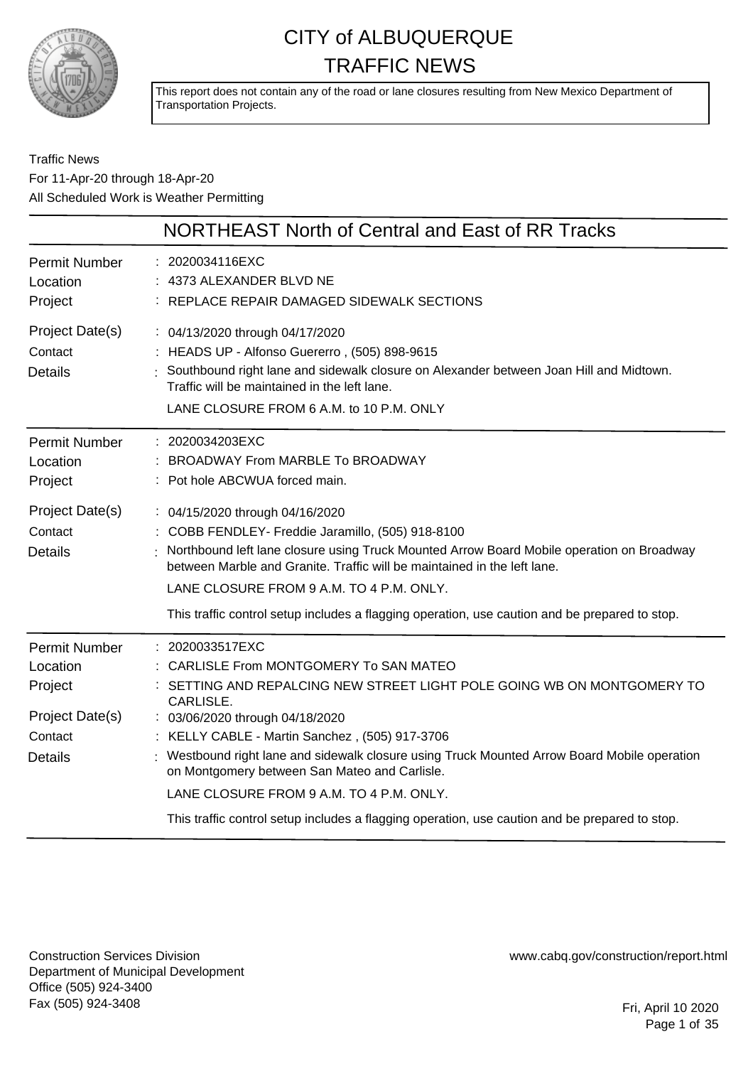# CITY of ALBUQUERQUE TRAFFIC NEWS

This report does not contain any of the road or lane closures resulting from New Mexico Department of Transportation Projects.

Traffic News
For 11-Apr-20 through 18-Apr-20
All Scheduled Work is Weather Permitting

## NORTHEAST North of Central and East of RR Tracks

| | |
|---|---|
| Permit Number | 2020034116EXC |
| Location | 4373 ALEXANDER BLVD NE |
| Project | REPLACE REPAIR DAMAGED SIDEWALK SECTIONS |
| Project Date(s) | 04/13/2020 through 04/17/2020 |
| Contact | HEADS UP - Alfonso Guererro , (505) 898-9615 |
| Details | Southbound right lane and sidewalk closure on Alexander between Joan Hill and Midtown. Traffic will be maintained in the left lane.<br>LANE CLOSURE FROM 6 A.M. to 10 P.M. ONLY |

| | |
|---|---|
| Permit Number | 2020034203EXC |
| Location | BROADWAY From MARBLE To BROADWAY |
| Project | Pot hole ABCWUA forced main. |
| Project Date(s) | 04/15/2020 through 04/16/2020 |
| Contact | COBB FENDLEY- Freddie Jaramillo, (505) 918-8100 |
| Details | Northbound left lane closure using Truck Mounted Arrow Board Mobile operation on Broadway between Marble and Granite. Traffic will be maintained in the left lane.<br>LANE CLOSURE FROM 9 A.M. TO 4 P.M. ONLY.<br>This traffic control setup includes a flagging operation, use caution and be prepared to stop. |

| | |
|---|---|
| Permit Number | 2020033517EXC |
| Location | CARLISLE From MONTGOMERY To SAN MATEO |
| Project | SETTING AND REPALCING NEW STREET LIGHT POLE GOING WB ON MONTGOMERY TO CARLISLE. |
| Project Date(s) | 03/06/2020 through 04/18/2020 |
| Contact | KELLY CABLE - Martin Sanchez , (505) 917-3706 |
| Details | Westbound right lane and sidewalk closure using Truck Mounted Arrow Board Mobile operation on Montgomery between San Mateo and Carlisle.<br>LANE CLOSURE FROM 9 A.M. TO 4 P.M. ONLY.<br>This traffic control setup includes a flagging operation, use caution and be prepared to stop. |

Construction Services Division
Department of Municipal Development
Office (505) 924-3400
Fax (505) 924-3408

www.cabq.gov/construction/report.html

Fri, April 10 2020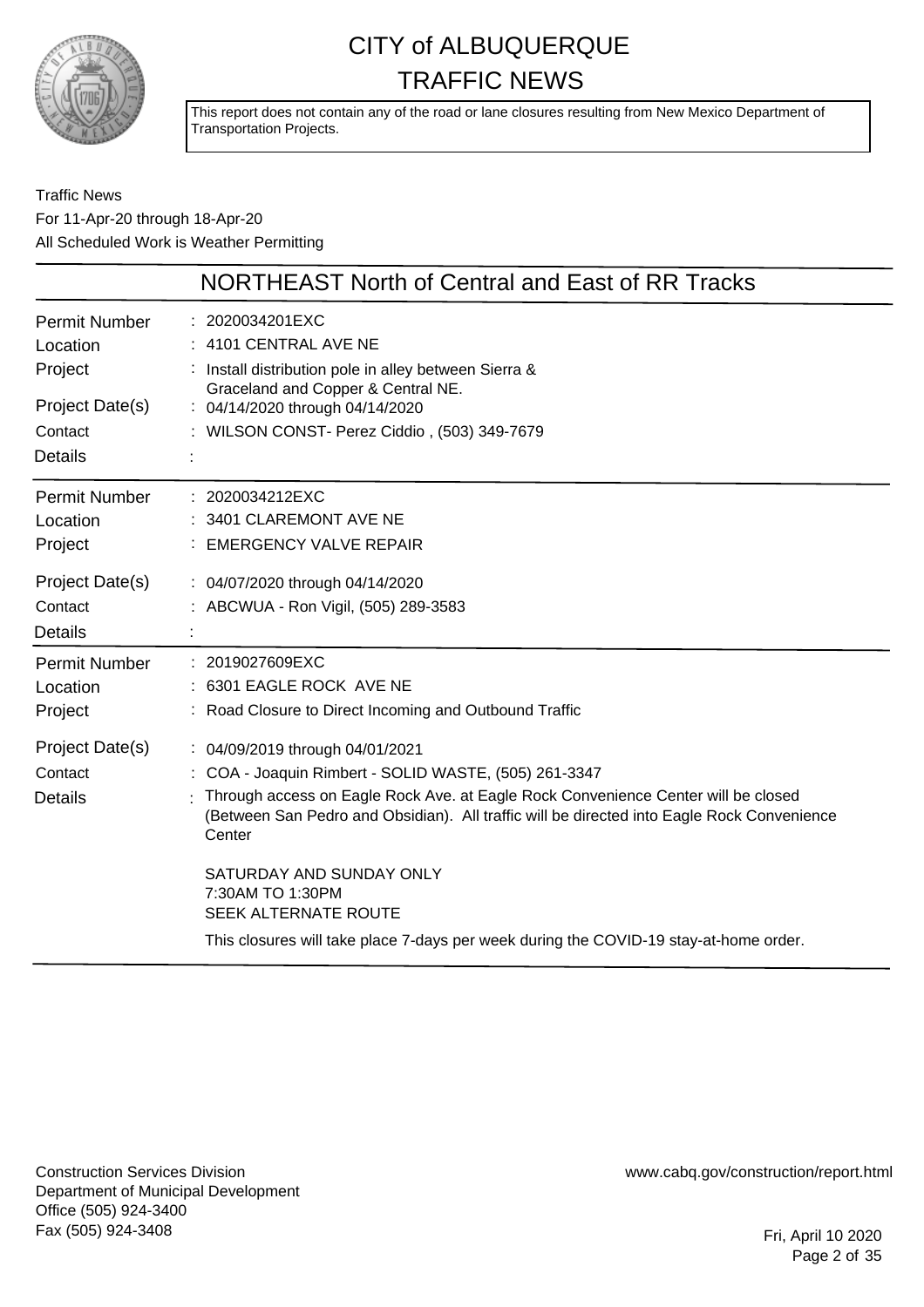# CITY of ALBUQUERQUE
# TRAFFIC NEWS

This report does not contain any of the road or lane closures resulting from New Mexico Department of Transportation Projects.

Traffic News
For 11-Apr-20 through 18-Apr-20
All Scheduled Work is Weather Permitting

## NORTHEAST North of Central and East of RR Tracks

| | |
|---|---|
| Permit Number | : 2020034201EXC |
| Location | : 4101 CENTRAL AVE NE |
| Project | : Install distribution pole in alley between Sierra & Graceland and Copper & Central NE. |
| Project Date(s) | : 04/14/2020 through 04/14/2020 |
| Contact | : WILSON CONST- Perez Ciddio , (503) 349-7679 |
| Details | : |

| | |
|---|---|
| Permit Number | : 2020034212EXC |
| Location | : 3401 CLAREMONT AVE NE |
| Project | : EMERGENCY VALVE REPAIR |
| Project Date(s) | : 04/07/2020 through 04/14/2020 |
| Contact | : ABCWUA - Ron Vigil, (505) 289-3583 |
| Details | : |

| | |
|---|---|
| Permit Number | : 2019027609EXC |
| Location | : 6301 EAGLE ROCK AVE NE |
| Project | : Road Closure to Direct Incoming and Outbound Traffic |
| Project Date(s) | : 04/09/2019 through 04/01/2021 |
| Contact | : COA - Joaquin Rimbert - SOLID WASTE, (505) 261-3347 |
| Details | : Through access on Eagle Rock Ave. at Eagle Rock Convenience Center will be closed (Between San Pedro and Obsidian). All traffic will be directed into Eagle Rock Convenience Center<br><br>SATURDAY AND SUNDAY ONLY<br>7:30AM TO 1:30PM<br>SEEK ALTERNATE ROUTE<br><br>This closures will take place 7-days per week during the COVID-19 stay-at-home order. |

Construction Services Division
Department of Municipal Development
Office (505) 924-3400
Fax (505) 924-3408

www.cabq.gov/construction/report.html

Fri, April 10 2020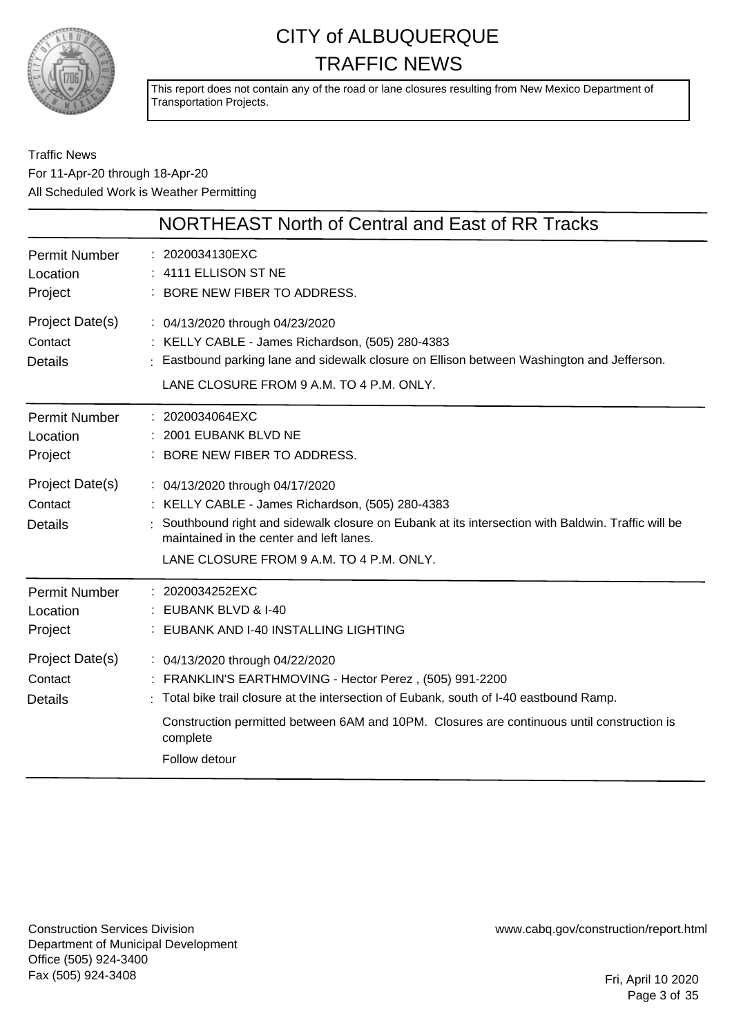# CITY of ALBUQUERQUE TRAFFIC NEWS

This report does not contain any of the road or lane closures resulting from New Mexico Department of Transportation Projects.

Traffic News
For 11-Apr-20 through 18-Apr-20
All Scheduled Work is Weather Permitting

## NORTHEAST North of Central and East of RR Tracks

| | |
|---|---|
| Permit Number | 2020034130EXC |
| Location | 4111 ELLISON ST NE |
| Project | BORE NEW FIBER TO ADDRESS. |
| Project Date(s) | 04/13/2020 through 04/23/2020 |
| Contact | KELLY CABLE - James Richardson, (505) 280-4383 |
| Details | Eastbound parking lane and sidewalk closure on Ellison between Washington and Jefferson.<br>LANE CLOSURE FROM 9 A.M. TO 4 P.M. ONLY. |

| | |
|---|---|
| Permit Number | 2020034064EXC |
| Location | 2001 EUBANK BLVD NE |
| Project | BORE NEW FIBER TO ADDRESS. |
| Project Date(s) | 04/13/2020 through 04/17/2020 |
| Contact | KELLY CABLE - James Richardson, (505) 280-4383 |
| Details | Southbound right and sidewalk closure on Eubank at its intersection with Baldwin. Traffic will be maintained in the center and left lanes.<br>LANE CLOSURE FROM 9 A.M. TO 4 P.M. ONLY. |

| | |
|---|---|
| Permit Number | 2020034252EXC |
| Location | EUBANK BLVD & I-40 |
| Project | EUBANK AND I-40 INSTALLING LIGHTING |
| Project Date(s) | 04/13/2020 through 04/22/2020 |
| Contact | FRANKLIN'S EARTHMOVING - Hector Perez , (505) 991-2200 |
| Details | Total bike trail closure at the intersection of Eubank, south of I-40 eastbound Ramp.<br>Construction permitted between 6AM and 10PM. Closures are continuous until construction is complete<br>Follow detour |

Construction Services Division
Department of Municipal Development
Office (505) 924-3400
Fax (505) 924-3408

www.cabq.gov/construction/report.html

Fri, April 10 2020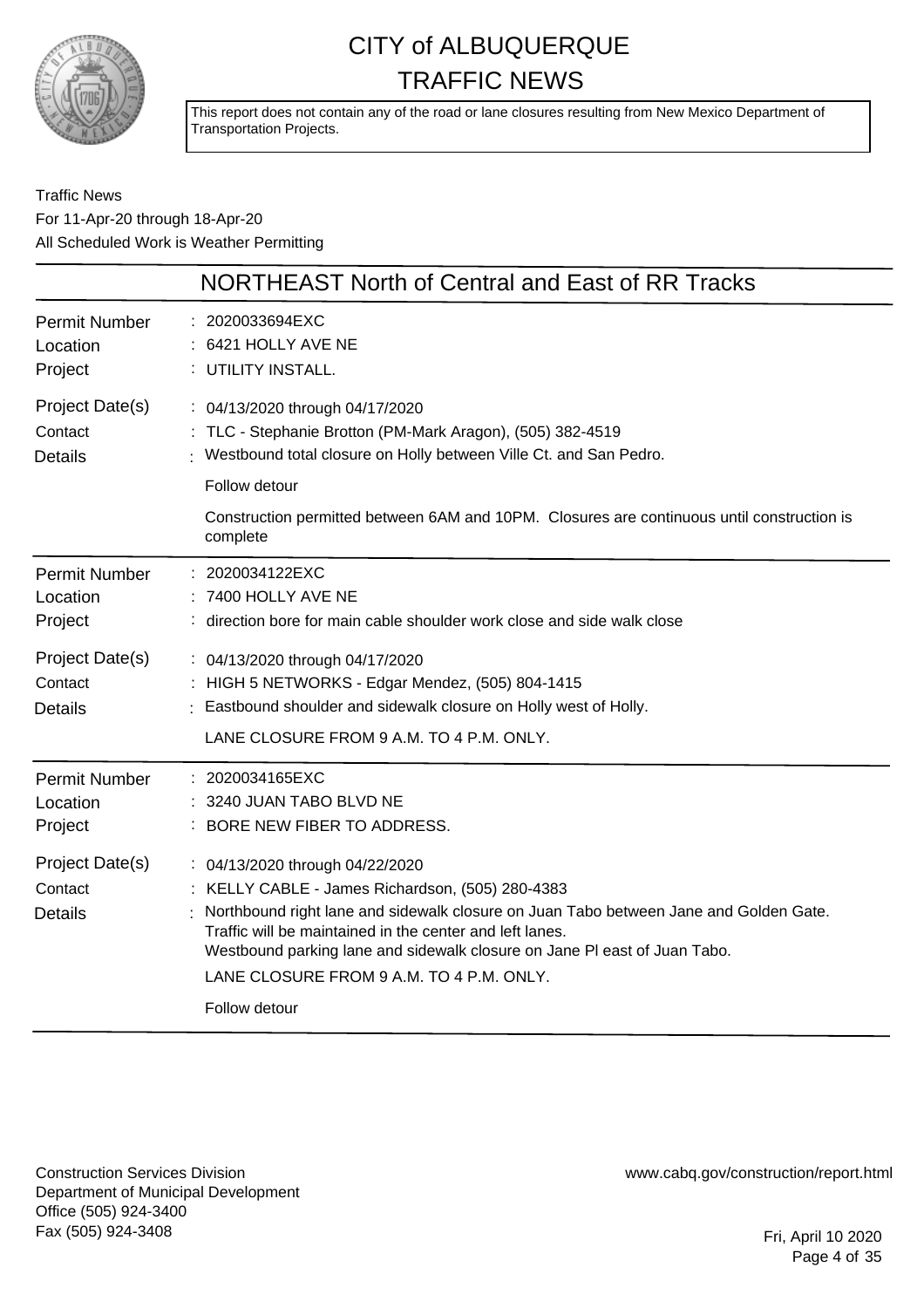# CITY of ALBUQUERQUE
# TRAFFIC NEWS

This report does not contain any of the road or lane closures resulting from New Mexico Department of Transportation Projects.

Traffic News
For 11-Apr-20 through 18-Apr-20
All Scheduled Work is Weather Permitting

## NORTHEAST North of Central and East of RR Tracks

**Permit Number** : 2020033694EXC
**Location** : 6421 HOLLY AVE NE
**Project** : UTILITY INSTALL.

**Project Date(s)** : 04/13/2020 through 04/17/2020
**Contact** : TLC - Stephanie Brotton (PM-Mark Aragon), (505) 382-4519
**Details** : Westbound total closure on Holly between Ville Ct. and San Pedro.

Follow detour

Construction permitted between 6AM and 10PM. Closures are continuous until construction is complete

---

**Permit Number** : 2020034122EXC
**Location** : 7400 HOLLY AVE NE
**Project** : direction bore for main cable shoulder work close and side walk close

**Project Date(s)** : 04/13/2020 through 04/17/2020
**Contact** : HIGH 5 NETWORKS - Edgar Mendez, (505) 804-1415
**Details** : Eastbound shoulder and sidewalk closure on Holly west of Holly.

LANE CLOSURE FROM 9 A.M. TO 4 P.M. ONLY.

---

**Permit Number** : 2020034165EXC
**Location** : 3240 JUAN TABO BLVD NE
**Project** : BORE NEW FIBER TO ADDRESS.

**Project Date(s)** : 04/13/2020 through 04/22/2020
**Contact** : KELLY CABLE - James Richardson, (505) 280-4383
**Details** : Northbound right lane and sidewalk closure on Juan Tabo between Jane and Golden Gate. Traffic will be maintained in the center and left lanes.
Westbound parking lane and sidewalk closure on Jane Pl east of Juan Tabo.

LANE CLOSURE FROM 9 A.M. TO 4 P.M. ONLY.

Follow detour

---

Construction Services Division
Department of Municipal Development
Office (505) 924-3400
Fax (505) 924-3408

www.cabq.gov/construction/report.html

Fri, April 10 2020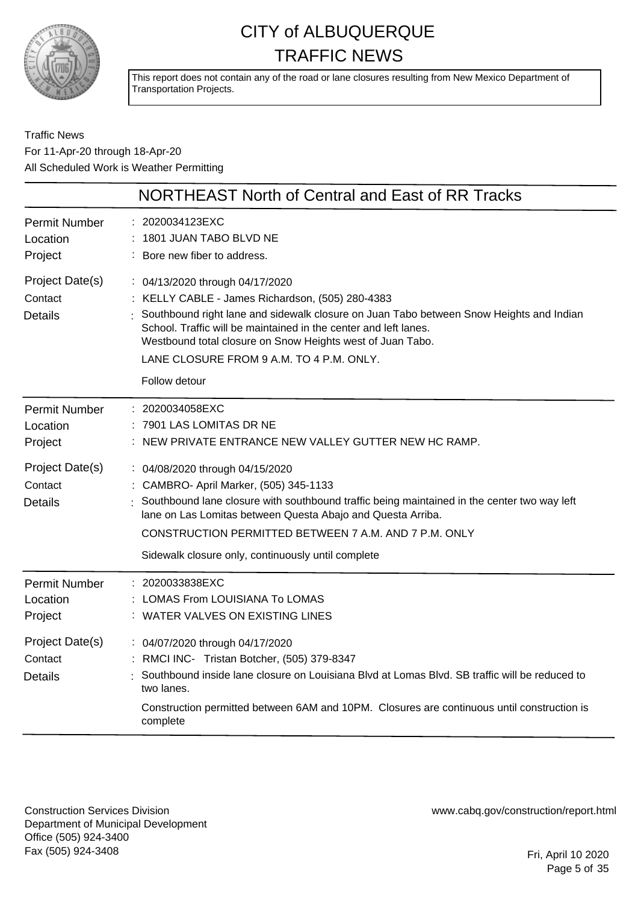# CITY of ALBUQUERQUE
# TRAFFIC NEWS

This report does not contain any of the road or lane closures resulting from New Mexico Department of Transportation Projects.

Traffic News
For 11-Apr-20 through 18-Apr-20
All Scheduled Work is Weather Permitting

## NORTHEAST North of Central and East of RR Tracks

**Permit Number** : 2020034123EXC
**Location** : 1801 JUAN TABO BLVD NE
**Project** : Bore new fiber to address.

**Project Date(s)** : 04/13/2020 through 04/17/2020
**Contact** : KELLY CABLE - James Richardson, (505) 280-4383
**Details** : Southbound right lane and sidewalk closure on Juan Tabo between Snow Heights and Indian School. Traffic will be maintained in the center and left lanes.
Westbound total closure on Snow Heights west of Juan Tabo.
LANE CLOSURE FROM 9 A.M. TO 4 P.M. ONLY.

Follow detour

---

**Permit Number** : 2020034058EXC
**Location** : 7901 LAS LOMITAS DR NE
**Project** : NEW PRIVATE ENTRANCE NEW VALLEY GUTTER NEW HC RAMP.

**Project Date(s)** : 04/08/2020 through 04/15/2020
**Contact** : CAMBRO- April Marker, (505) 345-1133
**Details** : Southbound lane closure with southbound traffic being maintained in the center two way left lane on Las Lomitas between Questa Abajo and Questa Arriba.
CONSTRUCTION PERMITTED BETWEEN 7 A.M. AND 7 P.M. ONLY

Sidewalk closure only, continuously until complete

---

**Permit Number** : 2020033838EXC
**Location** : LOMAS From LOUISIANA To LOMAS
**Project** : WATER VALVES ON EXISTING LINES

**Project Date(s)** : 04/07/2020 through 04/17/2020
**Contact** : RMCI INC- Tristan Botcher, (505) 379-8347
**Details** : Southbound inside lane closure on Louisiana Blvd at Lomas Blvd. SB traffic will be reduced to two lanes.

Construction permitted between 6AM and 10PM. Closures are continuous until construction is complete

---

Construction Services Division
Department of Municipal Development
Office (505) 924-3400
Fax (505) 924-3408

www.cabq.gov/construction/report.html

Fri, April 10 2020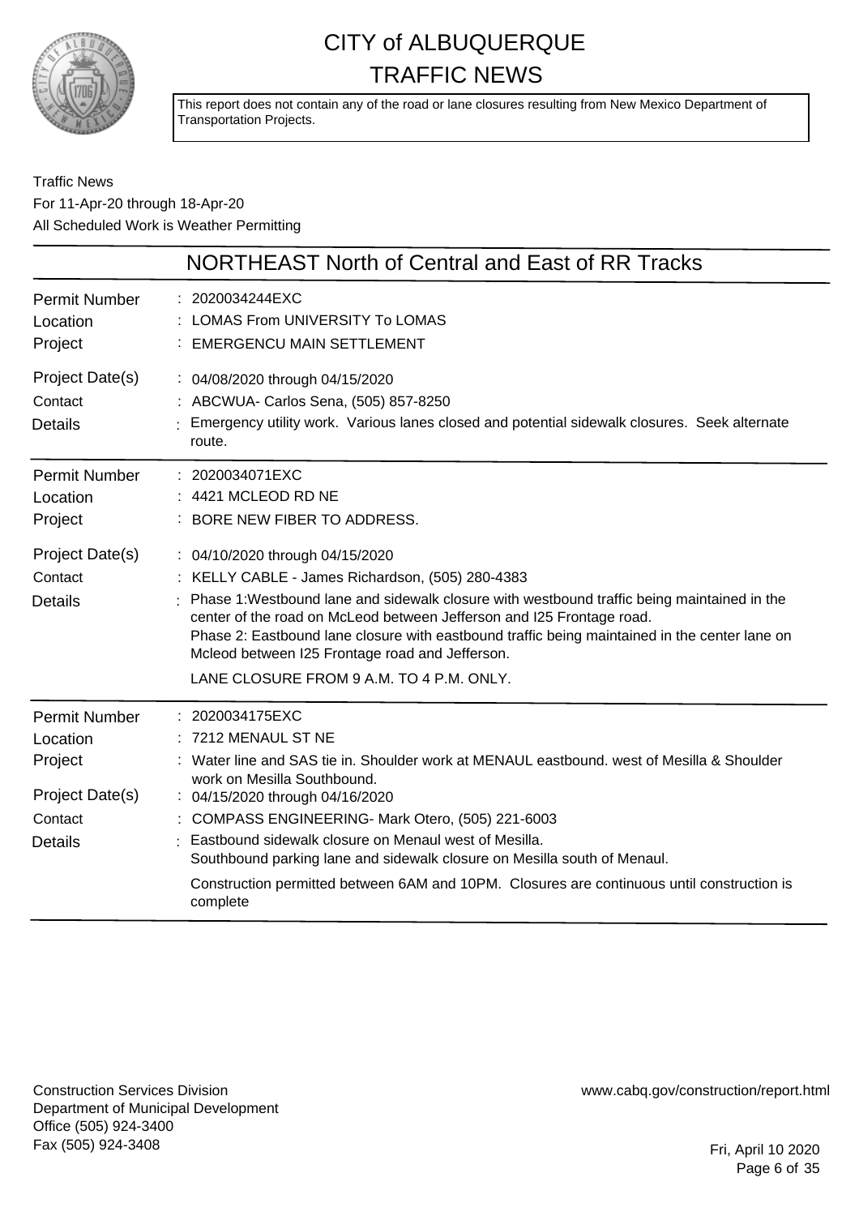# CITY of ALBUQUERQUE
# TRAFFIC NEWS

This report does not contain any of the road or lane closures resulting from New Mexico Department of Transportation Projects.

Traffic News
For 11-Apr-20 through 18-Apr-20
All Scheduled Work is Weather Permitting

## NORTHEAST North of Central and East of RR Tracks

| | |
|---|---|
| Permit Number | : 2020034244EXC |
| Location | : LOMAS From UNIVERSITY To LOMAS |
| Project | : EMERGENCU MAIN SETTLEMENT |
| Project Date(s) | : 04/08/2020 through 04/15/2020 |
| Contact | : ABCWUA- Carlos Sena, (505) 857-8250 |
| Details | : Emergency utility work. Various lanes closed and potential sidewalk closures. Seek alternate route. |

| | |
|---|---|
| Permit Number | : 2020034071EXC |
| Location | : 4421 MCLEOD RD NE |
| Project | : BORE NEW FIBER TO ADDRESS. |
| Project Date(s) | : 04/10/2020 through 04/15/2020 |
| Contact | : KELLY CABLE - James Richardson, (505) 280-4383 |
| Details | : Phase 1:Westbound lane and sidewalk closure with westbound traffic being maintained in the center of the road on McLeod between Jefferson and I25 Frontage road. Phase 2: Eastbound lane closure with eastbound traffic being maintained in the center lane on Mcleod between I25 Frontage road and Jefferson. LANE CLOSURE FROM 9 A.M. TO 4 P.M. ONLY. |

| | |
|---|---|
| Permit Number | : 2020034175EXC |
| Location | : 7212 MENAUL ST NE |
| Project | : Water line and SAS tie in. Shoulder work at MENAUL eastbound. west of Mesilla & Shoulder work on Mesilla Southbound. |
| Project Date(s) | : 04/15/2020 through 04/16/2020 |
| Contact | : COMPASS ENGINEERING- Mark Otero, (505) 221-6003 |
| Details | : Eastbound sidewalk closure on Menaul west of Mesilla. Southbound parking lane and sidewalk closure on Mesilla south of Menaul. Construction permitted between 6AM and 10PM. Closures are continuous until construction is complete |

Construction Services Division
Department of Municipal Development
Office (505) 924-3400
Fax (505) 924-3408

www.cabq.gov/construction/report.html

Fri, April 10 2020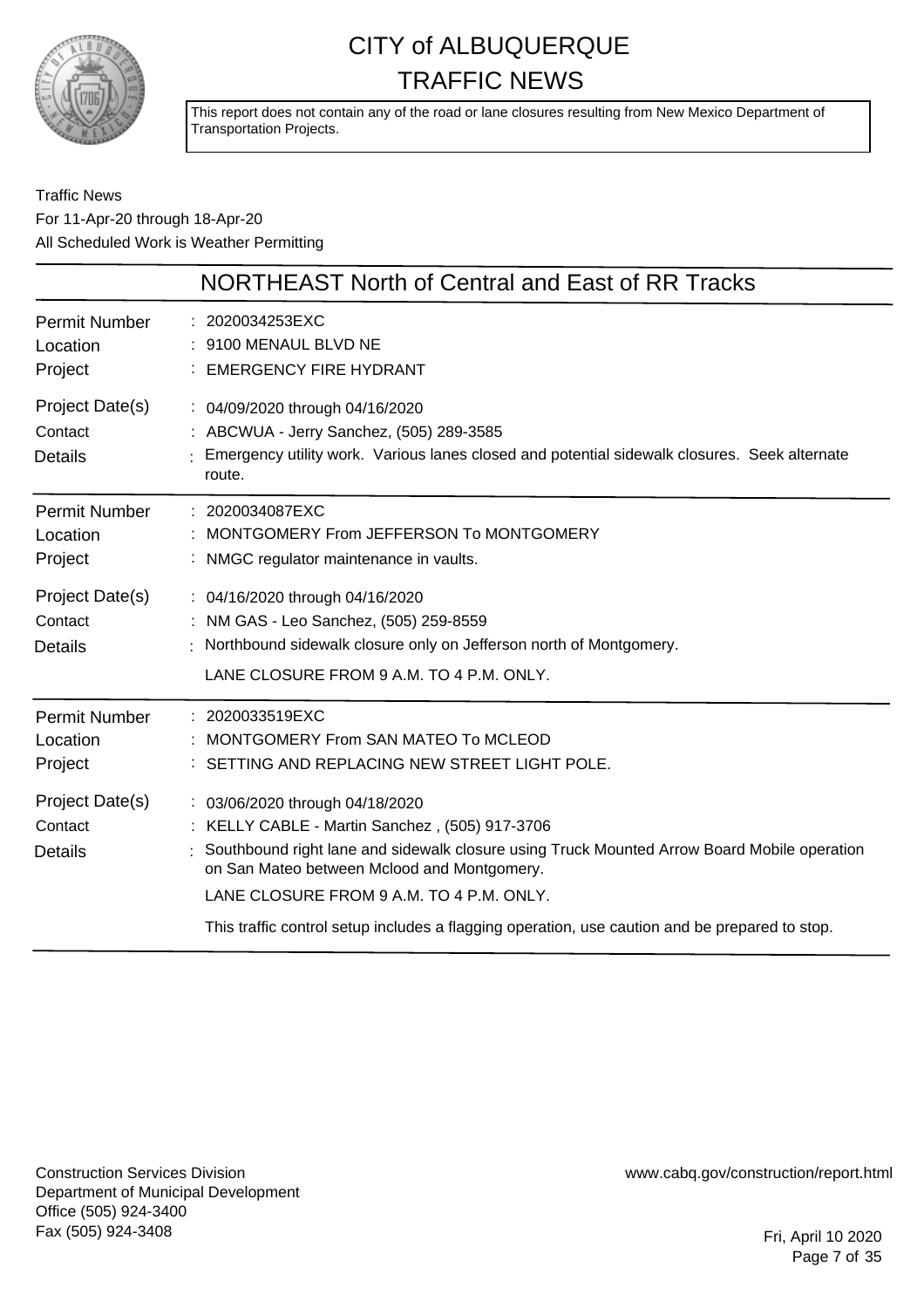# CITY of ALBUQUERQUE
# TRAFFIC NEWS

This report does not contain any of the road or lane closures resulting from New Mexico Department of Transportation Projects.

Traffic News
For 11-Apr-20 through 18-Apr-20
All Scheduled Work is Weather Permitting

## NORTHEAST North of Central and East of RR Tracks

| | |
|---|---|
| Permit Number | : 2020034253EXC |
| Location | : 9100 MENAUL BLVD NE |
| Project | : EMERGENCY FIRE HYDRANT |
| Project Date(s) | : 04/09/2020 through 04/16/2020 |
| Contact | : ABCWUA - Jerry Sanchez, (505) 289-3585 |
| Details | : Emergency utility work. Various lanes closed and potential sidewalk closures. Seek alternate route. |

| | |
|---|---|
| Permit Number | : 2020034087EXC |
| Location | : MONTGOMERY From JEFFERSON To MONTGOMERY |
| Project | : NMGC regulator maintenance in vaults. |
| Project Date(s) | : 04/16/2020 through 04/16/2020 |
| Contact | : NM GAS - Leo Sanchez, (505) 259-8559 |
| Details | : Northbound sidewalk closure only on Jefferson north of Montgomery.<br>LANE CLOSURE FROM 9 A.M. TO 4 P.M. ONLY. |

| | |
|---|---|
| Permit Number | : 2020033519EXC |
| Location | : MONTGOMERY From SAN MATEO To MCLEOD |
| Project | : SETTING AND REPLACING NEW STREET LIGHT POLE. |
| Project Date(s) | : 03/06/2020 through 04/18/2020 |
| Contact | : KELLY CABLE - Martin Sanchez , (505) 917-3706 |
| Details | : Southbound right lane and sidewalk closure using Truck Mounted Arrow Board Mobile operation on San Mateo between Mclood and Montgomery.<br>LANE CLOSURE FROM 9 A.M. TO 4 P.M. ONLY.<br>This traffic control setup includes a flagging operation, use caution and be prepared to stop. |

Construction Services Division
Department of Municipal Development
Office (505) 924-3400
Fax (505) 924-3408

www.cabq.gov/construction/report.html

Fri, April 10 2020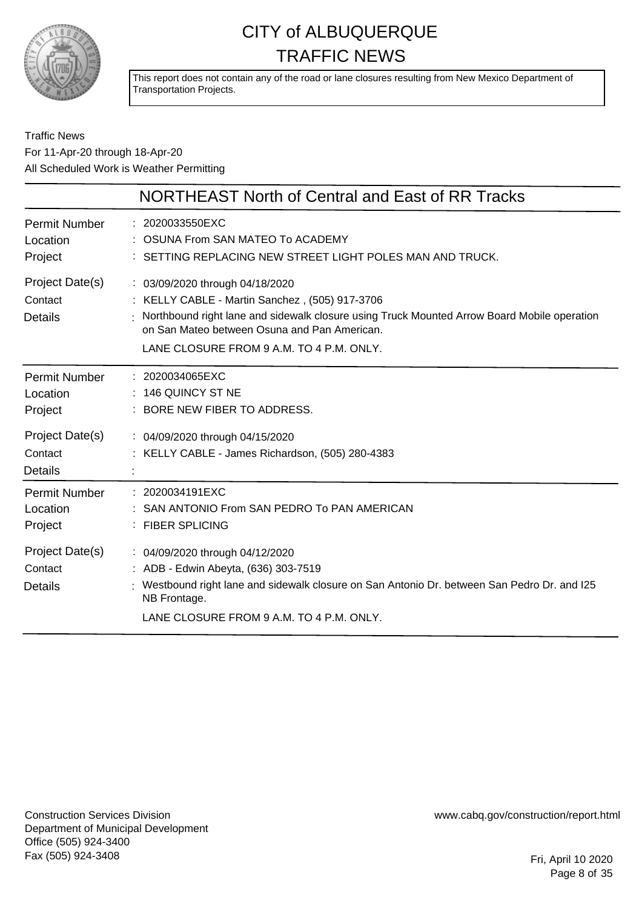# CITY of ALBUQUERQUE
# TRAFFIC NEWS

This report does not contain any of the road or lane closures resulting from New Mexico Department of Transportation Projects.

Traffic News
For 11-Apr-20 through 18-Apr-20
All Scheduled Work is Weather Permitting

## NORTHEAST North of Central and East of RR Tracks

| | |
|---|---|
| Permit Number | : 2020033550EXC |
| Location | : OSUNA From SAN MATEO To ACADEMY |
| Project | : SETTING REPLACING NEW STREET LIGHT POLES MAN AND TRUCK. |
| Project Date(s) | : 03/09/2020 through 04/18/2020 |
| Contact | : KELLY CABLE - Martin Sanchez , (505) 917-3706 |
| Details | : Northbound right lane and sidewalk closure using Truck Mounted Arrow Board Mobile operation on San Mateo between Osuna and Pan American. LANE CLOSURE FROM 9 A.M. TO 4 P.M. ONLY. |

| | |
|---|---|
| Permit Number | : 2020034065EXC |
| Location | : 146 QUINCY ST NE |
| Project | : BORE NEW FIBER TO ADDRESS. |
| Project Date(s) | : 04/09/2020 through 04/15/2020 |
| Contact | : KELLY CABLE - James Richardson, (505) 280-4383 |
| Details | : |

| | |
|---|---|
| Permit Number | : 2020034191EXC |
| Location | : SAN ANTONIO From SAN PEDRO To PAN AMERICAN |
| Project | : FIBER SPLICING |
| Project Date(s) | : 04/09/2020 through 04/12/2020 |
| Contact | : ADB - Edwin Abeyta, (636) 303-7519 |
| Details | : Westbound right lane and sidewalk closure on San Antonio Dr. between San Pedro Dr. and I25 NB Frontage. LANE CLOSURE FROM 9 A.M. TO 4 P.M. ONLY. |

Construction Services Division
Department of Municipal Development
Office (505) 924-3400
Fax (505) 924-3408

www.cabq.gov/construction/report.html

Fri, April 10 2020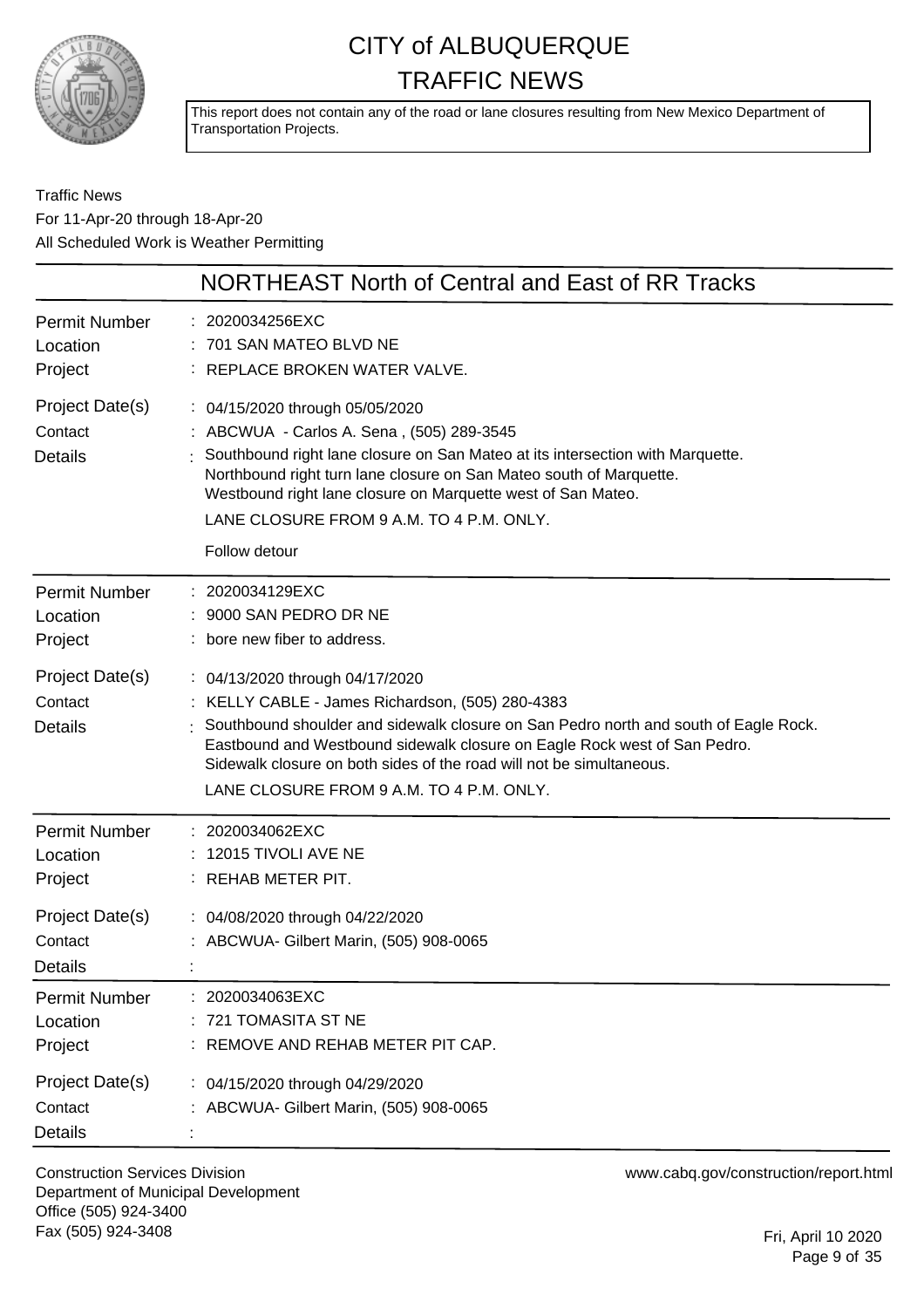# CITY of ALBUQUERQUE
# TRAFFIC NEWS

This report does not contain any of the road or lane closures resulting from New Mexico Department of Transportation Projects.

Traffic News
For 11-Apr-20 through 18-Apr-20
All Scheduled Work is Weather Permitting

## NORTHEAST North of Central and East of RR Tracks

**Permit Number** : 2020034256EXC
**Location** : 701 SAN MATEO BLVD NE
**Project** : REPLACE BROKEN WATER VALVE.

**Project Date(s)** : 04/15/2020 through 05/05/2020
**Contact** : ABCWUA - Carlos A. Sena , (505) 289-3545
**Details** : Southbound right lane closure on San Mateo at its intersection with Marquette.
Northbound right turn lane closure on San Mateo south of Marquette.
Westbound right lane closure on Marquette west of San Mateo.
LANE CLOSURE FROM 9 A.M. TO 4 P.M. ONLY.
Follow detour

---

**Permit Number** : 2020034129EXC
**Location** : 9000 SAN PEDRO DR NE
**Project** : bore new fiber to address.

**Project Date(s)** : 04/13/2020 through 04/17/2020
**Contact** : KELLY CABLE - James Richardson, (505) 280-4383
**Details** : Southbound shoulder and sidewalk closure on San Pedro north and south of Eagle Rock.
Eastbound and Westbound sidewalk closure on Eagle Rock west of San Pedro.
Sidewalk closure on both sides of the road will not be simultaneous.
LANE CLOSURE FROM 9 A.M. TO 4 P.M. ONLY.

---

**Permit Number** : 2020034062EXC
**Location** : 12015 TIVOLI AVE NE
**Project** : REHAB METER PIT.

**Project Date(s)** : 04/08/2020 through 04/22/2020
**Contact** : ABCWUA- Gilbert Marin, (505) 908-0065
**Details** :

---

**Permit Number** : 2020034063EXC
**Location** : 721 TOMASITA ST NE
**Project** : REMOVE AND REHAB METER PIT CAP.

**Project Date(s)** : 04/15/2020 through 04/29/2020
**Contact** : ABCWUA- Gilbert Marin, (505) 908-0065
**Details** :

---

Construction Services Division
Department of Municipal Development
Office (505) 924-3400
Fax (505) 924-3408

www.cabq.gov/construction/report.html

Fri, April 10 2020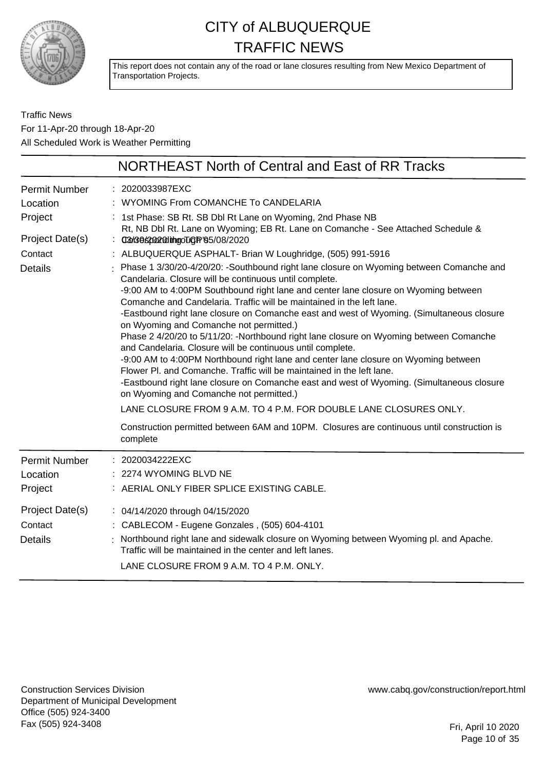# CITY of ALBUQUERQUE
# TRAFFIC NEWS

This report does not contain any of the road or lane closures resulting from New Mexico Department of Transportation Projects.

Traffic News
For 11-Apr-20 through 18-Apr-20
All Scheduled Work is Weather Permitting

## NORTHEAST North of Central and East of RR Tracks

**Permit Number** : 2020033987EXC
**Location** : WYOMING From COMANCHE To CANDELARIA
**Project** : 1st Phase: SB Rt. SB Dbl Rt Lane on Wyoming, 2nd Phase NB Rt, NB Dbl Rt. Lane on Wyoming; EB Rt. Lane on Comanche - See Attached Schedule & Corresponding TCP's
**Project Date(s)** : 03/30/2020 through 05/08/2020
**Contact** : ALBUQUERQUE ASPHALT- Brian W Loughridge, (505) 991-5916
**Details** : Phase 1 3/30/20-4/20/20: -Southbound right lane closure on Wyoming between Comanche and Candelaria. Closure will be continuous until complete.
-9:00 AM to 4:00PM Southbound right lane and center lane closure on Wyoming between Comanche and Candelaria. Traffic will be maintained in the left lane.
-Eastbound right lane closure on Comanche east and west of Wyoming. (Simultaneous closure on Wyoming and Comanche not permitted.)
Phase 2 4/20/20 to 5/11/20: -Northbound right lane closure on Wyoming between Comanche and Candelaria. Closure will be continuous until complete.
-9:00 AM to 4:00PM Northbound right lane and center lane closure on Wyoming between Flower Pl. and Comanche. Traffic will be maintained in the left lane.
-Eastbound right lane closure on Comanche east and west of Wyoming. (Simultaneous closure on Wyoming and Comanche not permitted.)

LANE CLOSURE FROM 9 A.M. TO 4 P.M. FOR DOUBLE LANE CLOSURES ONLY.

Construction permitted between 6AM and 10PM. Closures are continuous until construction is complete

---

**Permit Number** : 2020034222EXC
**Location** : 2274 WYOMING BLVD NE
**Project** : AERIAL ONLY FIBER SPLICE EXISTING CABLE.
**Project Date(s)** : 04/14/2020 through 04/15/2020
**Contact** : CABLECOM - Eugene Gonzales , (505) 604-4101
**Details** : Northbound right lane and sidewalk closure on Wyoming between Wyoming pl. and Apache. Traffic will be maintained in the center and left lanes.

LANE CLOSURE FROM 9 A.M. TO 4 P.M. ONLY.

---

Construction Services Division
Department of Municipal Development
Office (505) 924-3400
Fax (505) 924-3408

www.cabq.gov/construction/report.html

Fri, April 10 2020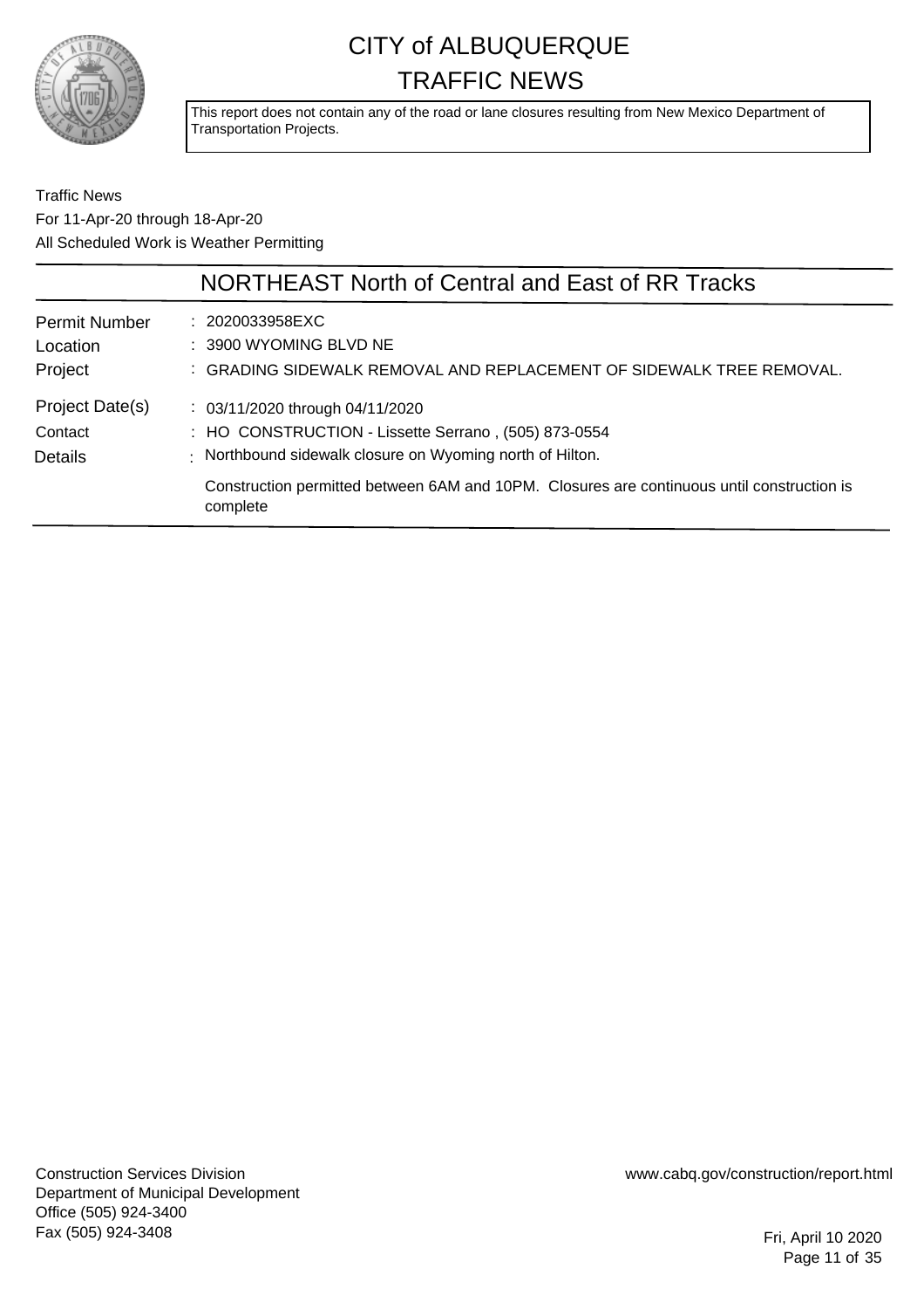# CITY of ALBUQUERQUE TRAFFIC NEWS

This report does not contain any of the road or lane closures resulting from New Mexico Department of Transportation Projects.

Traffic News
For 11-Apr-20 through 18-Apr-20
All Scheduled Work is Weather Permitting

## NORTHEAST North of Central and East of RR Tracks

| | |
|---|---|
| Permit Number | : 2020033958EXC |
| Location | : 3900 WYOMING BLVD NE |
| Project | : GRADING SIDEWALK REMOVAL AND REPLACEMENT OF SIDEWALK TREE REMOVAL. |
| Project Date(s) | : 03/11/2020 through 04/11/2020 |
| Contact | : HO CONSTRUCTION - Lissette Serrano , (505) 873-0554 |
| Details | : Northbound sidewalk closure on Wyoming north of Hilton. |

Construction permitted between 6AM and 10PM. Closures are continuous until construction is complete

Construction Services Division
Department of Municipal Development
Office (505) 924-3400
Fax (505) 924-3408

www.cabq.gov/construction/report.html

Fri, April 10 2020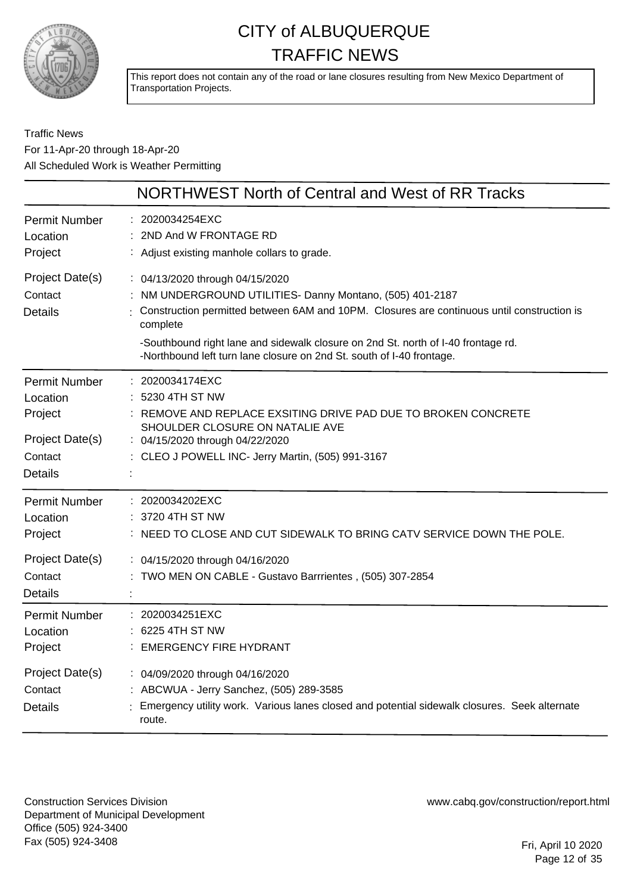# CITY of ALBUQUERQUE TRAFFIC NEWS

This report does not contain any of the road or lane closures resulting from New Mexico Department of Transportation Projects.

Traffic News
For 11-Apr-20 through 18-Apr-20
All Scheduled Work is Weather Permitting

## NORTHWEST North of Central and West of RR Tracks

| | |
|---|---|
| Permit Number | : 2020034254EXC |
| Location | : 2ND And W FRONTAGE RD |
| Project | : Adjust existing manhole collars to grade. |
| Project Date(s) | : 04/13/2020 through 04/15/2020 |
| Contact | : NM UNDERGROUND UTILITIES- Danny Montano, (505) 401-2187 |
| Details | : Construction permitted between 6AM and 10PM. Closures are continuous until construction is complete<br><br>-Southbound right lane and sidewalk closure on 2nd St. north of I-40 frontage rd.<br>-Northbound left turn lane closure on 2nd St. south of I-40 frontage. |

| | |
|---|---|
| Permit Number | : 2020034174EXC |
| Location | : 5230 4TH ST NW |
| Project | : REMOVE AND REPLACE EXSITING DRIVE PAD DUE TO BROKEN CONCRETE SHOULDER CLOSURE ON NATALIE AVE |
| Project Date(s) | : 04/15/2020 through 04/22/2020 |
| Contact | : CLEO J POWELL INC- Jerry Martin, (505) 991-3167 |
| Details | : |

| | |
|---|---|
| Permit Number | : 2020034202EXC |
| Location | : 3720 4TH ST NW |
| Project | : NEED TO CLOSE AND CUT SIDEWALK TO BRING CATV SERVICE DOWN THE POLE. |
| Project Date(s) | : 04/15/2020 through 04/16/2020 |
| Contact | : TWO MEN ON CABLE - Gustavo Barrrientes , (505) 307-2854 |
| Details | : |

| | |
|---|---|
| Permit Number | : 2020034251EXC |
| Location | : 6225 4TH ST NW |
| Project | : EMERGENCY FIRE HYDRANT |
| Project Date(s) | : 04/09/2020 through 04/16/2020 |
| Contact | : ABCWUA - Jerry Sanchez, (505) 289-3585 |
| Details | : Emergency utility work. Various lanes closed and potential sidewalk closures. Seek alternate route. |

Construction Services Division
Department of Municipal Development
Office (505) 924-3400
Fax (505) 924-3408

www.cabq.gov/construction/report.html

Fri, April 10 2020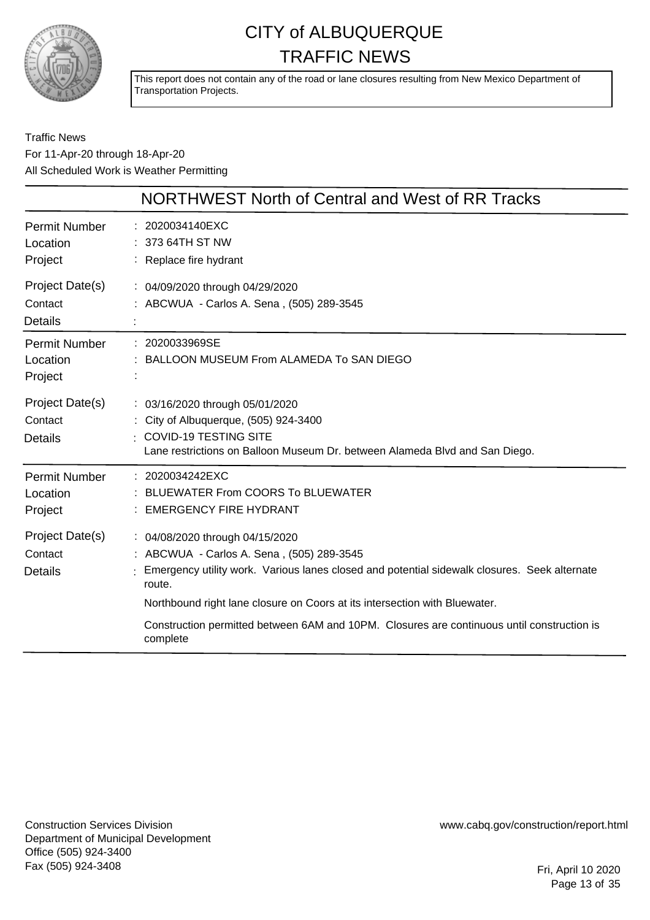# CITY of ALBUQUERQUE TRAFFIC NEWS

This report does not contain any of the road or lane closures resulting from New Mexico Department of Transportation Projects.

Traffic News
For 11-Apr-20 through 18-Apr-20
All Scheduled Work is Weather Permitting

## NORTHWEST North of Central and West of RR Tracks

| | |
|---|---|
| Permit Number | : 2020034140EXC |
| Location | : 373 64TH ST NW |
| Project | : Replace fire hydrant |
| Project Date(s) | : 04/09/2020 through 04/29/2020 |
| Contact | : ABCWUA - Carlos A. Sena , (505) 289-3545 |
| Details | : |

| | |
|---|---|
| Permit Number | : 2020033969SE |
| Location | : BALLOON MUSEUM From ALAMEDA To SAN DIEGO |
| Project | : |
| Project Date(s) | : 03/16/2020 through 05/01/2020 |
| Contact | : City of Albuquerque, (505) 924-3400 |
| Details | : COVID-19 TESTING SITE<br>Lane restrictions on Balloon Museum Dr. between Alameda Blvd and San Diego. |

| | |
|---|---|
| Permit Number | : 2020034242EXC |
| Location | : BLUEWATER From COORS To BLUEWATER |
| Project | : EMERGENCY FIRE HYDRANT |
| Project Date(s) | : 04/08/2020 through 04/15/2020 |
| Contact | : ABCWUA - Carlos A. Sena , (505) 289-3545 |
| Details | : Emergency utility work. Various lanes closed and potential sidewalk closures. Seek alternate route.<br>Northbound right lane closure on Coors at its intersection with Bluewater.<br>Construction permitted between 6AM and 10PM. Closures are continuous until construction is complete |

Construction Services Division
Department of Municipal Development
Office (505) 924-3400
Fax (505) 924-3408

www.cabq.gov/construction/report.html

Fri, April 10 2020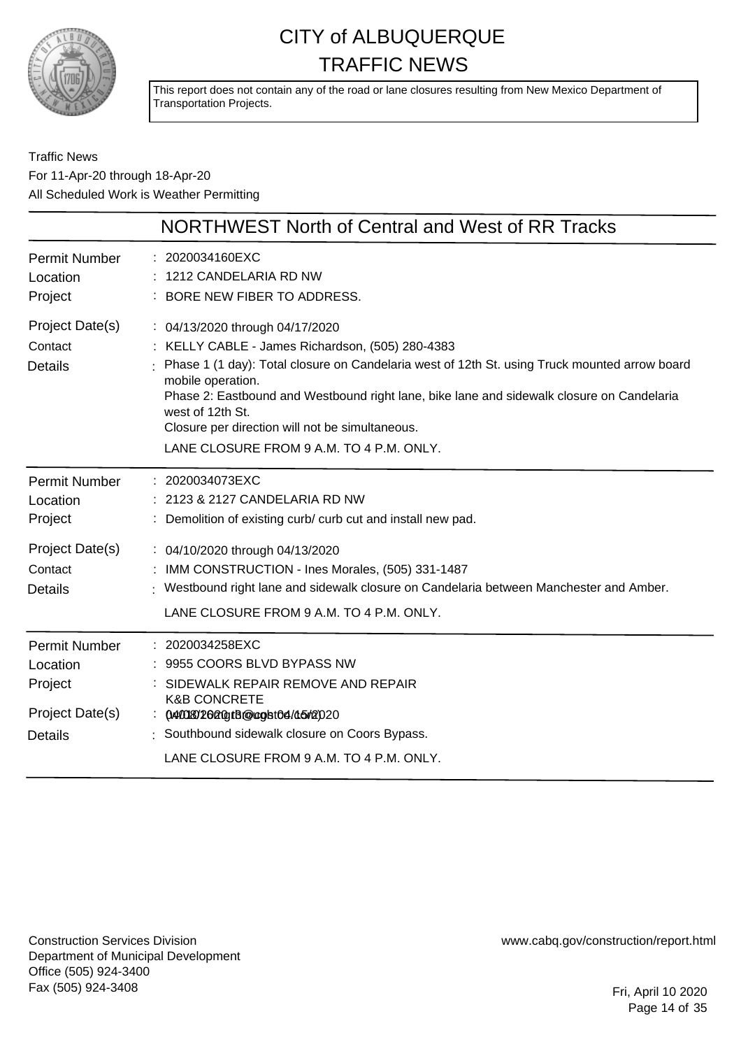# CITY of ALBUQUERQUE
# TRAFFIC NEWS

This report does not contain any of the road or lane closures resulting from New Mexico Department of Transportation Projects.

Traffic News
For 11-Apr-20 through 18-Apr-20
All Scheduled Work is Weather Permitting

## NORTHWEST North of Central and West of RR Tracks

| | |
|---|---|
| Permit Number | : 2020034160EXC |
| Location | : 1212 CANDELARIA RD NW |
| Project | : BORE NEW FIBER TO ADDRESS. |
| Project Date(s) | : 04/13/2020 through 04/17/2020 |
| Contact | : KELLY CABLE - James Richardson, (505) 280-4383 |
| Details | : Phase 1 (1 day): Total closure on Candelaria west of 12th St. using Truck mounted arrow board mobile operation.<br>Phase 2: Eastbound and Westbound right lane, bike lane and sidewalk closure on Candelaria west of 12th St.<br>Closure per direction will not be simultaneous.<br>LANE CLOSURE FROM 9 A.M. TO 4 P.M. ONLY. |

| | |
|---|---|
| Permit Number | : 2020034073EXC |
| Location | : 2123 & 2127 CANDELARIA RD NW |
| Project | : Demolition of existing curb/ curb cut and install new pad. |
| Project Date(s) | : 04/10/2020 through 04/13/2020 |
| Contact | : IMM CONSTRUCTION - Ines Morales, (505) 331-1487 |
| Details | : Westbound right lane and sidewalk closure on Candelaria between Manchester and Amber.<br>LANE CLOSURE FROM 9 A.M. TO 4 P.M. ONLY. |

| | |
|---|---|
| Permit Number | : 2020034258EXC |
| Location | : 9955 COORS BLVD BYPASS NW |
| Project | : SIDEWALK REPAIR REMOVE AND REPAIR |
| Project Date(s) | : 04/08/2020 through 04/15/2020 |
| Contact | : K&B CONCRETE |
| Details | : Southbound sidewalk closure on Coors Bypass.<br>LANE CLOSURE FROM 9 A.M. TO 4 P.M. ONLY. |

Construction Services Division
Department of Municipal Development
Office (505) 924-3400
Fax (505) 924-3408

www.cabq.gov/construction/report.html

Fri, April 10 2020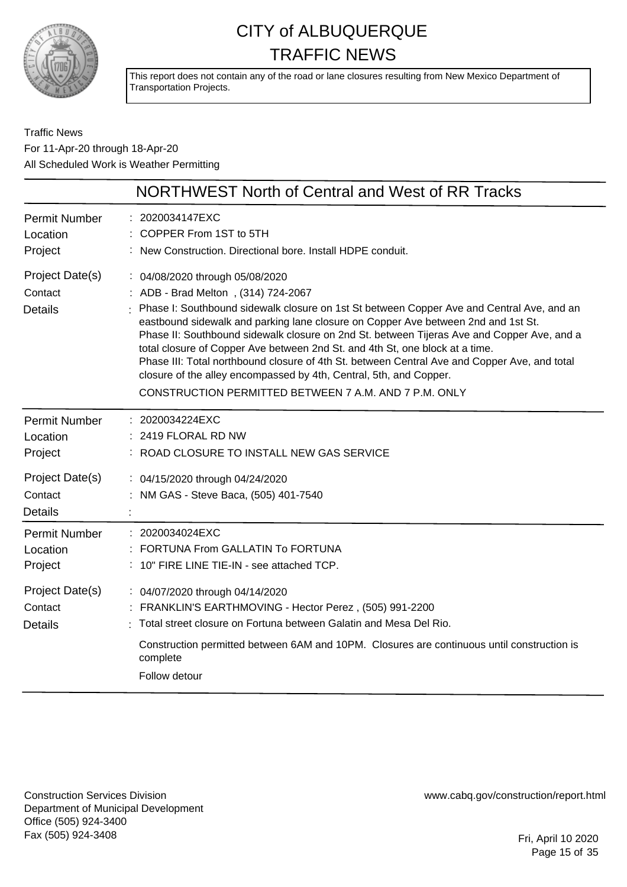# CITY of ALBUQUERQUE TRAFFIC NEWS

This report does not contain any of the road or lane closures resulting from New Mexico Department of Transportation Projects.

Traffic News
For 11-Apr-20 through 18-Apr-20
All Scheduled Work is Weather Permitting

## NORTHWEST North of Central and West of RR Tracks

| | |
|---|---|
| Permit Number | 2020034147EXC |
| Location | COPPER From 1ST to 5TH |
| Project | New Construction. Directional bore. Install HDPE conduit. |
| Project Date(s) | 04/08/2020 through 05/08/2020 |
| Contact | ADB - Brad Melton , (314) 724-2067 |
| Details | Phase I: Southbound sidewalk closure on 1st St between Copper Ave and Central Ave, and an eastbound sidewalk and parking lane closure on Copper Ave between 2nd and 1st St.<br>Phase II: Southbound sidewalk closure on 2nd St. between Tijeras Ave and Copper Ave, and a total closure of Copper Ave between 2nd St. and 4th St, one block at a time.<br>Phase III: Total northbound closure of 4th St. between Central Ave and Copper Ave, and total closure of the alley encompassed by 4th, Central, 5th, and Copper.<br>CONSTRUCTION PERMITTED BETWEEN 7 A.M. AND 7 P.M. ONLY |

| | |
|---|---|
| Permit Number | 2020034224EXC |
| Location | 2419 FLORAL RD NW |
| Project | ROAD CLOSURE TO INSTALL NEW GAS SERVICE |
| Project Date(s) | 04/15/2020 through 04/24/2020 |
| Contact | NM GAS - Steve Baca, (505) 401-7540 |
| Details | |

| | |
|---|---|
| Permit Number | 2020034024EXC |
| Location | FORTUNA From GALLATIN To FORTUNA |
| Project | 10" FIRE LINE TIE-IN - see attached TCP. |
| Project Date(s) | 04/07/2020 through 04/14/2020 |
| Contact | FRANKLIN'S EARTHMOVING - Hector Perez , (505) 991-2200 |
| Details | Total street closure on Fortuna between Galatin and Mesa Del Rio.<br>Construction permitted between 6AM and 10PM. Closures are continuous until construction is complete<br>Follow detour |

Construction Services Division
Department of Municipal Development
Office (505) 924-3400
Fax (505) 924-3408

www.cabq.gov/construction/report.html

Fri, April 10 2020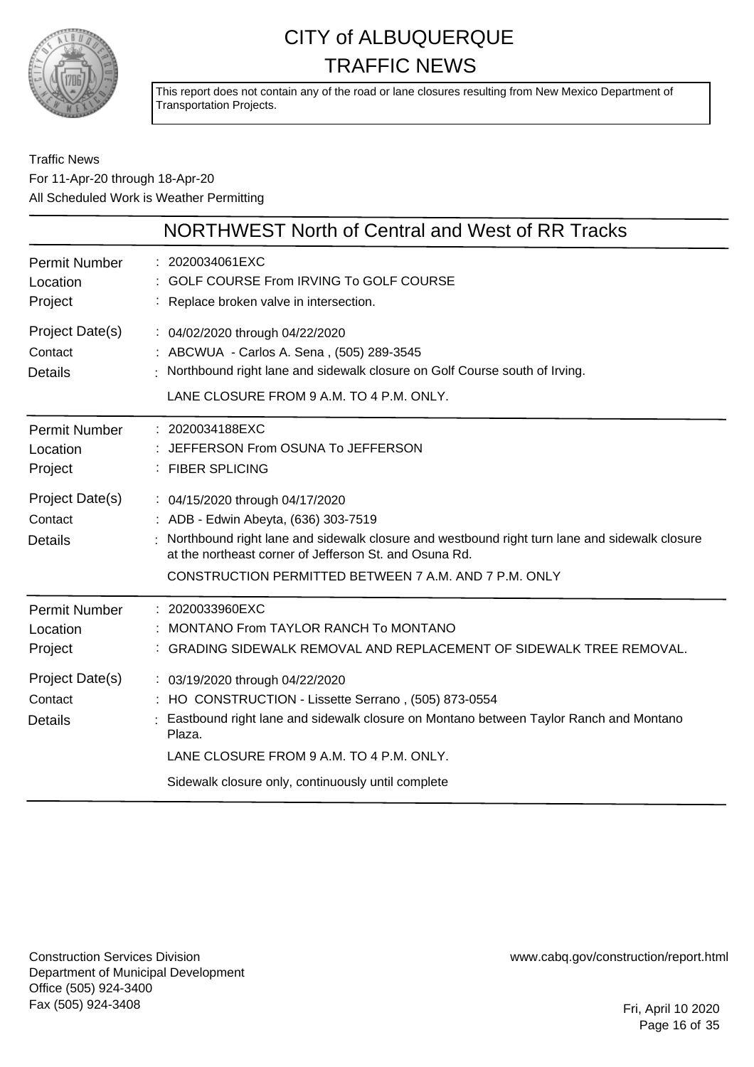# CITY of ALBUQUERQUE TRAFFIC NEWS

This report does not contain any of the road or lane closures resulting from New Mexico Department of Transportation Projects.

Traffic News
For 11-Apr-20 through 18-Apr-20
All Scheduled Work is Weather Permitting

## NORTHWEST North of Central and West of RR Tracks

**Permit Number** : 2020034061EXC
**Location** : GOLF COURSE From IRVING To GOLF COURSE
**Project** : Replace broken valve in intersection.
**Project Date(s)** : 04/02/2020 through 04/22/2020
**Contact** : ABCWUA - Carlos A. Sena , (505) 289-3545
**Details** : Northbound right lane and sidewalk closure on Golf Course south of Irving.

LANE CLOSURE FROM 9 A.M. TO 4 P.M. ONLY.

---

**Permit Number** : 2020034188EXC
**Location** : JEFFERSON From OSUNA To JEFFERSON
**Project** : FIBER SPLICING
**Project Date(s)** : 04/15/2020 through 04/17/2020
**Contact** : ADB - Edwin Abeyta, (636) 303-7519
**Details** : Northbound right lane and sidewalk closure and westbound right turn lane and sidewalk closure at the northeast corner of Jefferson St. and Osuna Rd.

CONSTRUCTION PERMITTED BETWEEN 7 A.M. AND 7 P.M. ONLY

---

**Permit Number** : 2020033960EXC
**Location** : MONTANO From TAYLOR RANCH To MONTANO
**Project** : GRADING SIDEWALK REMOVAL AND REPLACEMENT OF SIDEWALK TREE REMOVAL.
**Project Date(s)** : 03/19/2020 through 04/22/2020
**Contact** : HO CONSTRUCTION - Lissette Serrano , (505) 873-0554
**Details** : Eastbound right lane and sidewalk closure on Montano between Taylor Ranch and Montano Plaza.

LANE CLOSURE FROM 9 A.M. TO 4 P.M. ONLY.

Sidewalk closure only, continuously until complete

---

Construction Services Division
Department of Municipal Development
Office (505) 924-3400
Fax (505) 924-3408

www.cabq.gov/construction/report.html

Fri, April 10 2020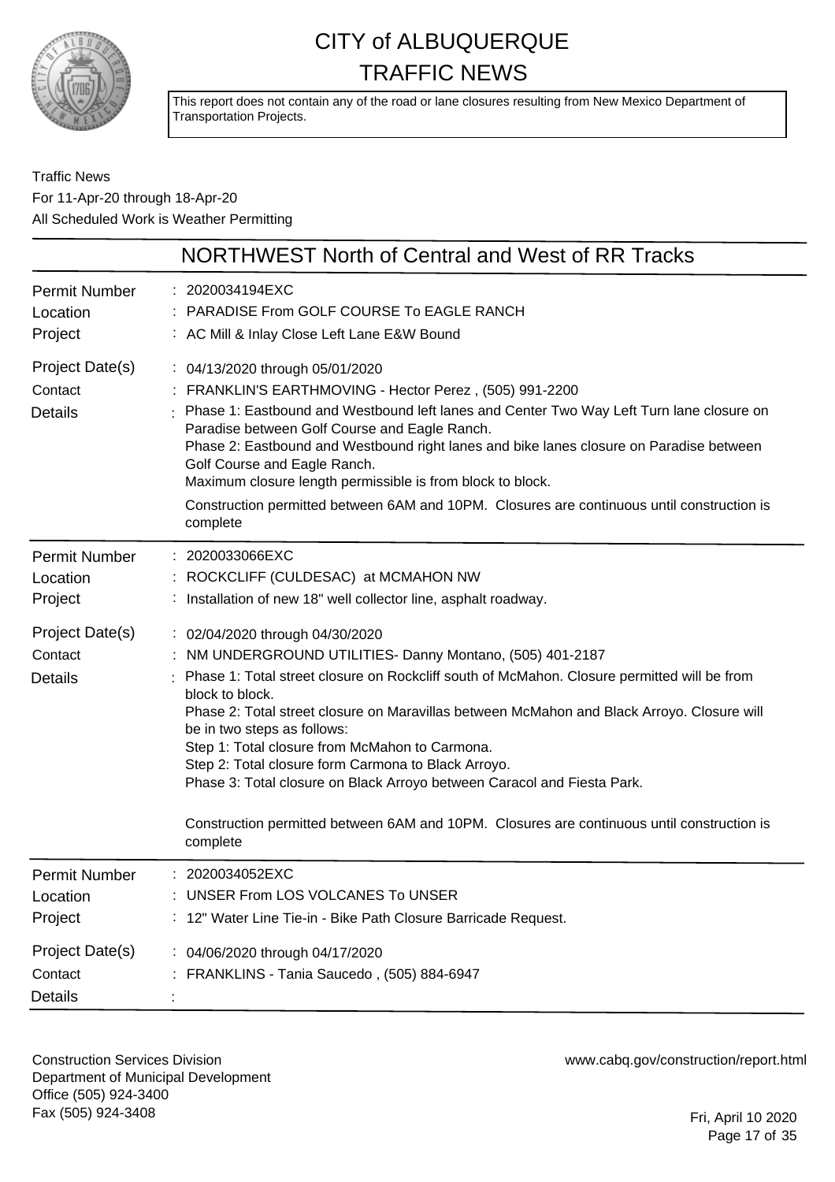# CITY of ALBUQUERQUE
# TRAFFIC NEWS

This report does not contain any of the road or lane closures resulting from New Mexico Department of Transportation Projects.

Traffic News
For 11-Apr-20 through 18-Apr-20
All Scheduled Work is Weather Permitting

## NORTHWEST North of Central and West of RR Tracks

**Permit Number** : 2020034194EXC
**Location** : PARADISE From GOLF COURSE To EAGLE RANCH
**Project** : AC Mill & Inlay Close Left Lane E&W Bound
**Project Date(s)** : 04/13/2020 through 05/01/2020
**Contact** : FRANKLIN'S EARTHMOVING - Hector Perez , (505) 991-2200
**Details** : Phase 1: Eastbound and Westbound left lanes and Center Two Way Left Turn lane closure on Paradise between Golf Course and Eagle Ranch.
Phase 2: Eastbound and Westbound right lanes and bike lanes closure on Paradise between Golf Course and Eagle Ranch.
Maximum closure length permissible is from block to block.

Construction permitted between 6AM and 10PM. Closures are continuous until construction is complete

---

**Permit Number** : 2020033066EXC
**Location** : ROCKCLIFF (CULDESAC) at MCMAHON NW
**Project** : Installation of new 18" well collector line, asphalt roadway.
**Project Date(s)** : 02/04/2020 through 04/30/2020
**Contact** : NM UNDERGROUND UTILITIES- Danny Montano, (505) 401-2187
**Details** : Phase 1: Total street closure on Rockcliff south of McMahon. Closure permitted will be from block to block.
Phase 2: Total street closure on Maravillas between McMahon and Black Arroyo. Closure will be in two steps as follows:
Step 1: Total closure from McMahon to Carmona.
Step 2: Total closure form Carmona to Black Arroyo.
Phase 3: Total closure on Black Arroyo between Caracol and Fiesta Park.

Construction permitted between 6AM and 10PM. Closures are continuous until construction is complete

---

**Permit Number** : 2020034052EXC
**Location** : UNSER From LOS VOLCANES To UNSER
**Project** : 12" Water Line Tie-in - Bike Path Closure Barricade Request.
**Project Date(s)** : 04/06/2020 through 04/17/2020
**Contact** : FRANKLINS - Tania Saucedo , (505) 884-6947
**Details** :

Construction Services Division
Department of Municipal Development
Office (505) 924-3400
Fax (505) 924-3408

www.cabq.gov/construction/report.html

Fri, April 10 2020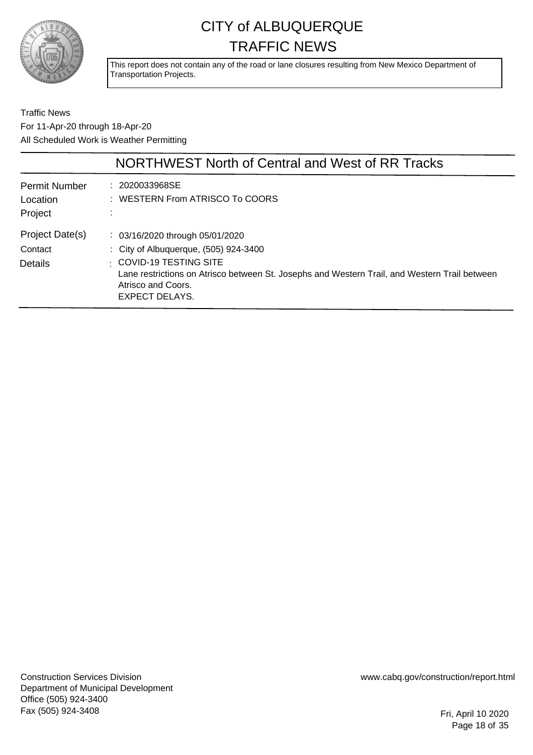# CITY of ALBUQUERQUE TRAFFIC NEWS

This report does not contain any of the road or lane closures resulting from New Mexico Department of Transportation Projects.

Traffic News
For 11-Apr-20 through 18-Apr-20
All Scheduled Work is Weather Permitting

## NORTHWEST North of Central and West of RR Tracks

| | |
|---|---|
| Permit Number | : 2020033968SE |
| Location | : WESTERN From ATRISCO To COORS |
| Project | : |
| Project Date(s) | : 03/16/2020 through 05/01/2020 |
| Contact | : City of Albuquerque, (505) 924-3400 |
| Details | : COVID-19 TESTING SITE<br>Lane restrictions on Atrisco between St. Josephs and Western Trail, and Western Trail between Atrisco and Coors.<br>EXPECT DELAYS. |

Construction Services Division
Department of Municipal Development
Office (505) 924-3400
Fax (505) 924-3408

www.cabq.gov/construction/report.html

Fri, April 10 2020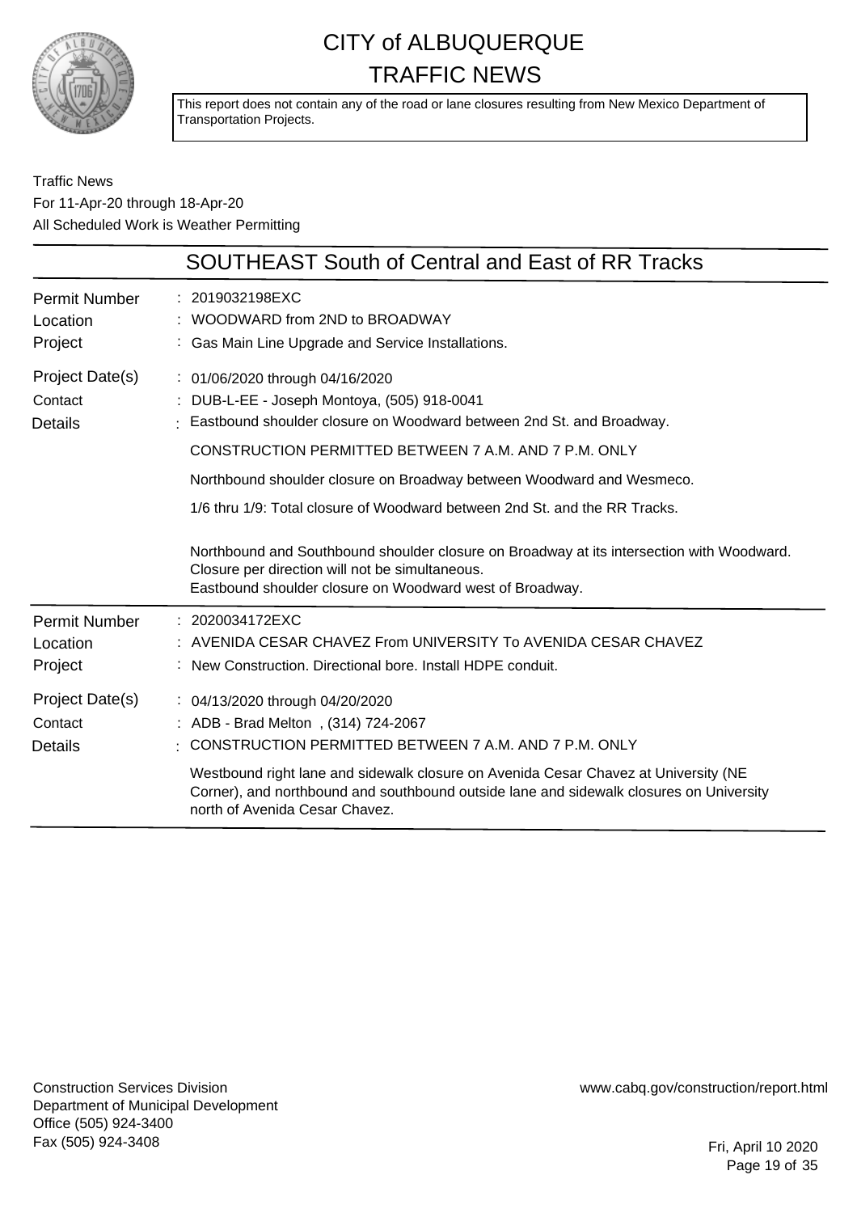# CITY of ALBUQUERQUE
# TRAFFIC NEWS

This report does not contain any of the road or lane closures resulting from New Mexico Department of Transportation Projects.

Traffic News
For 11-Apr-20 through 18-Apr-20
All Scheduled Work is Weather Permitting

## SOUTHEAST South of Central and East of RR Tracks

| | |
|---|---|
| Permit Number | 2019032198EXC |
| Location | WOODWARD from 2ND to BROADWAY |
| Project | Gas Main Line Upgrade and Service Installations. |
| Project Date(s) | 01/06/2020 through 04/16/2020 |
| Contact | DUB-L-EE - Joseph Montoya, (505) 918-0041 |
| Details | Eastbound shoulder closure on Woodward between 2nd St. and Broadway.<br><br>CONSTRUCTION PERMITTED BETWEEN 7 A.M. AND 7 P.M. ONLY<br><br>Northbound shoulder closure on Broadway between Woodward and Wesmeco.<br><br>1/6 thru 1/9: Total closure of Woodward between 2nd St. and the RR Tracks.<br><br>Northbound and Southbound shoulder closure on Broadway at its intersection with Woodward. Closure per direction will not be simultaneous.<br>Eastbound shoulder closure on Woodward west of Broadway. |

| | |
|---|---|
| Permit Number | 2020034172EXC |
| Location | AVENIDA CESAR CHAVEZ From UNIVERSITY To AVENIDA CESAR CHAVEZ |
| Project | New Construction. Directional bore. Install HDPE conduit. |
| Project Date(s) | 04/13/2020 through 04/20/2020 |
| Contact | ADB - Brad Melton , (314) 724-2067 |
| Details | CONSTRUCTION PERMITTED BETWEEN 7 A.M. AND 7 P.M. ONLY<br><br>Westbound right lane and sidewalk closure on Avenida Cesar Chavez at University (NE Corner), and northbound and southbound outside lane and sidewalk closures on University north of Avenida Cesar Chavez. |

Construction Services Division
Department of Municipal Development
Office (505) 924-3400
Fax (505) 924-3408

www.cabq.gov/construction/report.html

Fri, April 10 2020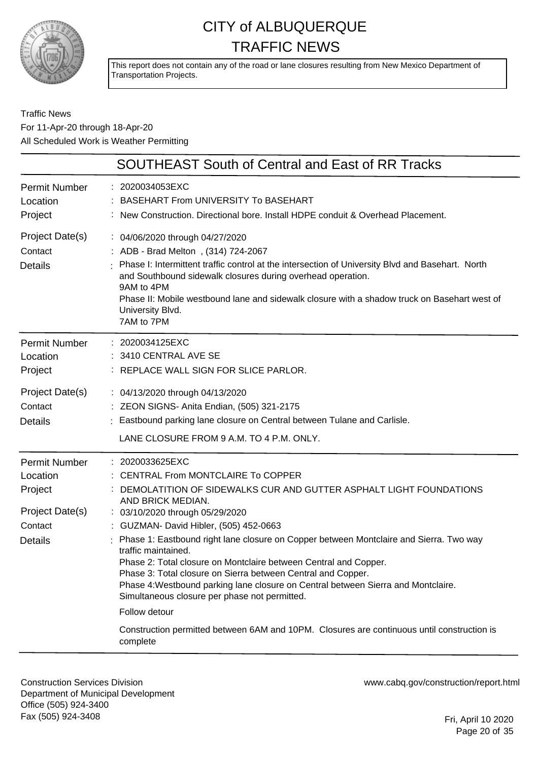# CITY of ALBUQUERQUE TRAFFIC NEWS

This report does not contain any of the road or lane closures resulting from New Mexico Department of Transportation Projects.

Traffic News
For 11-Apr-20 through 18-Apr-20
All Scheduled Work is Weather Permitting

## SOUTHEAST South of Central and East of RR Tracks

| | |
|---|---|
| Permit Number | 2020034053EXC |
| Location | BASEHART From UNIVERSITY To BASEHART |
| Project | New Construction. Directional bore. Install HDPE conduit & Overhead Placement. |
| Project Date(s) | 04/06/2020 through 04/27/2020 |
| Contact | ADB - Brad Melton , (314) 724-2067 |
| Details | Phase I: Intermittent traffic control at the intersection of University Blvd and Basehart. North and Southbound sidewalk closures during overhead operation.<br>9AM to 4PM<br>Phase II: Mobile westbound lane and sidewalk closure with a shadow truck on Basehart west of University Blvd.<br>7AM to 7PM |

| | |
|---|---|
| Permit Number | 2020034125EXC |
| Location | 3410 CENTRAL AVE SE |
| Project | REPLACE WALL SIGN FOR SLICE PARLOR. |
| Project Date(s) | 04/13/2020 through 04/13/2020 |
| Contact | ZEON SIGNS- Anita Endian, (505) 321-2175 |
| Details | Eastbound parking lane closure on Central between Tulane and Carlisle.<br>LANE CLOSURE FROM 9 A.M. TO 4 P.M. ONLY. |

| | |
|---|---|
| Permit Number | 2020033625EXC |
| Location | CENTRAL From MONTCLAIRE To COPPER |
| Project | DEMOLATITION OF SIDEWALKS CUR AND GUTTER ASPHALT LIGHT FOUNDATIONS AND BRICK MEDIAN. |
| Project Date(s) | 03/10/2020 through 05/29/2020 |
| Contact | GUZMAN- David Hibler, (505) 452-0663 |
| Details | Phase 1: Eastbound right lane closure on Copper between Montclaire and Sierra. Two way traffic maintained.<br>Phase 2: Total closure on Montclaire between Central and Copper.<br>Phase 3: Total closure on Sierra between Central and Copper.<br>Phase 4:Westbound parking lane closure on Central between Sierra and Montclaire.<br>Simultaneous closure per phase not permitted.<br>Follow detour<br>Construction permitted between 6AM and 10PM. Closures are continuous until construction is complete |

Construction Services Division
Department of Municipal Development
Office (505) 924-3400
Fax (505) 924-3408

www.cabq.gov/construction/report.html

Fri, April 10 2020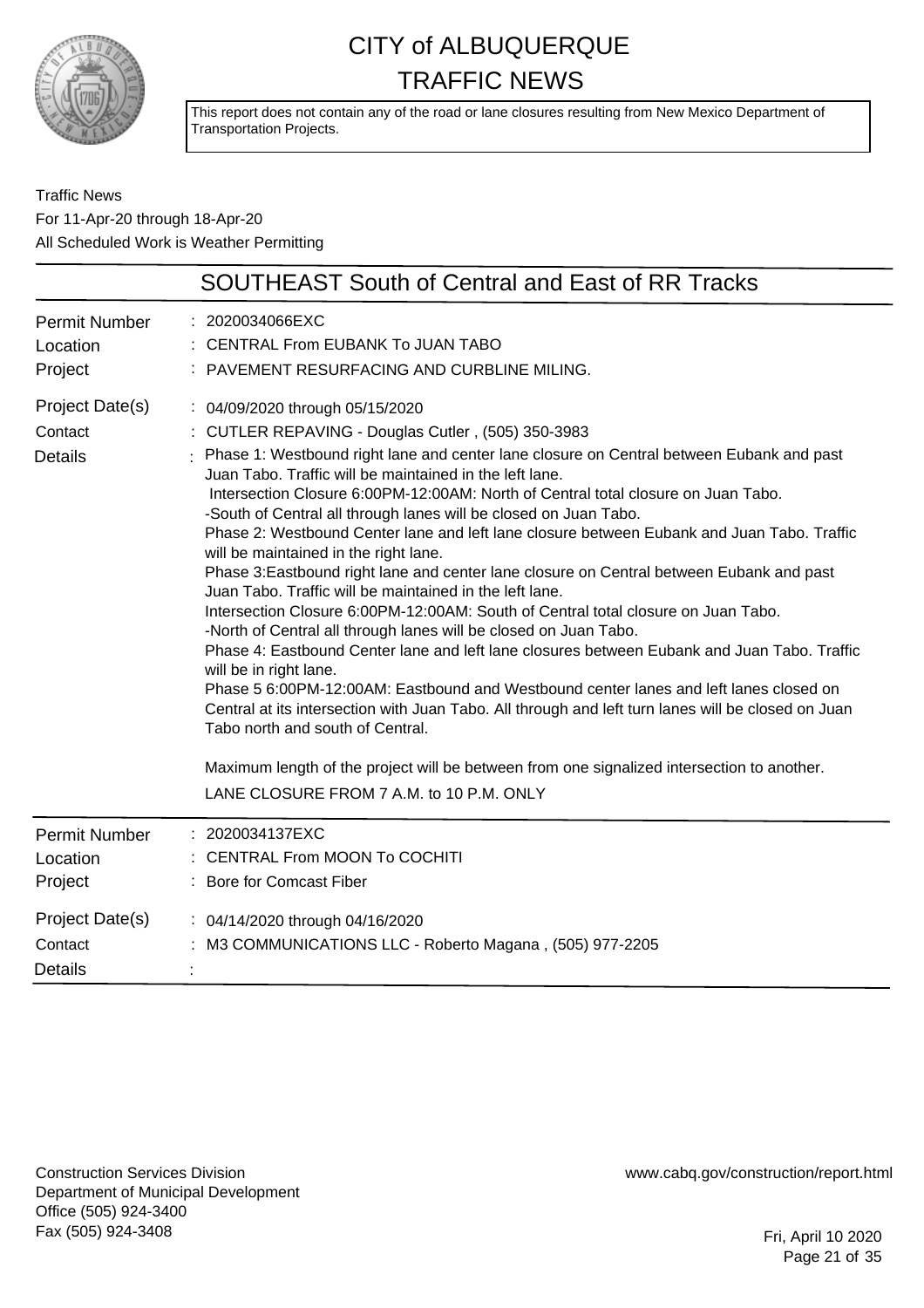# CITY of ALBUQUERQUE TRAFFIC NEWS

This report does not contain any of the road or lane closures resulting from New Mexico Department of Transportation Projects.

Traffic News
For 11-Apr-20 through 18-Apr-20
All Scheduled Work is Weather Permitting

## SOUTHEAST South of Central and East of RR Tracks

| | |
|---|---|
| Permit Number | : 2020034066EXC |
| Location | : CENTRAL From EUBANK To JUAN TABO |
| Project | : PAVEMENT RESURFACING AND CURBLINE MILING. |
| Project Date(s) | : 04/09/2020 through 05/15/2020 |
| Contact | : CUTLER REPAVING - Douglas Cutler , (505) 350-3983 |
| Details | : Phase 1: Westbound right lane and center lane closure on Central between Eubank and past Juan Tabo. Traffic will be maintained in the left lane. Intersection Closure 6:00PM-12:00AM: North of Central total closure on Juan Tabo. -South of Central all through lanes will be closed on Juan Tabo. Phase 2: Westbound Center lane and left lane closure between Eubank and Juan Tabo. Traffic will be maintained in the right lane. Phase 3:Eastbound right lane and center lane closure on Central between Eubank and past Juan Tabo. Traffic will be maintained in the left lane. Intersection Closure 6:00PM-12:00AM: South of Central total closure on Juan Tabo. -North of Central all through lanes will be closed on Juan Tabo. Phase 4: Eastbound Center lane and left lane closures between Eubank and Juan Tabo. Traffic will be in right lane. Phase 5 6:00PM-12:00AM: Eastbound and Westbound center lanes and left lanes closed on Central at its intersection with Juan Tabo. All through and left turn lanes will be closed on Juan Tabo north and south of Central.<br><br>Maximum length of the project will be between from one signalized intersection to another.<br>LANE CLOSURE FROM 7 A.M. to 10 P.M. ONLY |

| | |
|---|---|
| Permit Number | : 2020034137EXC |
| Location | : CENTRAL From MOON To COCHITI |
| Project | : Bore for Comcast Fiber |
| Project Date(s) | : 04/14/2020 through 04/16/2020 |
| Contact | : M3 COMMUNICATIONS LLC - Roberto Magana , (505) 977-2205 |
| Details | : |

Construction Services Division
Department of Municipal Development
Office (505) 924-3400
Fax (505) 924-3408

www.cabq.gov/construction/report.html

Fri, April 10 2020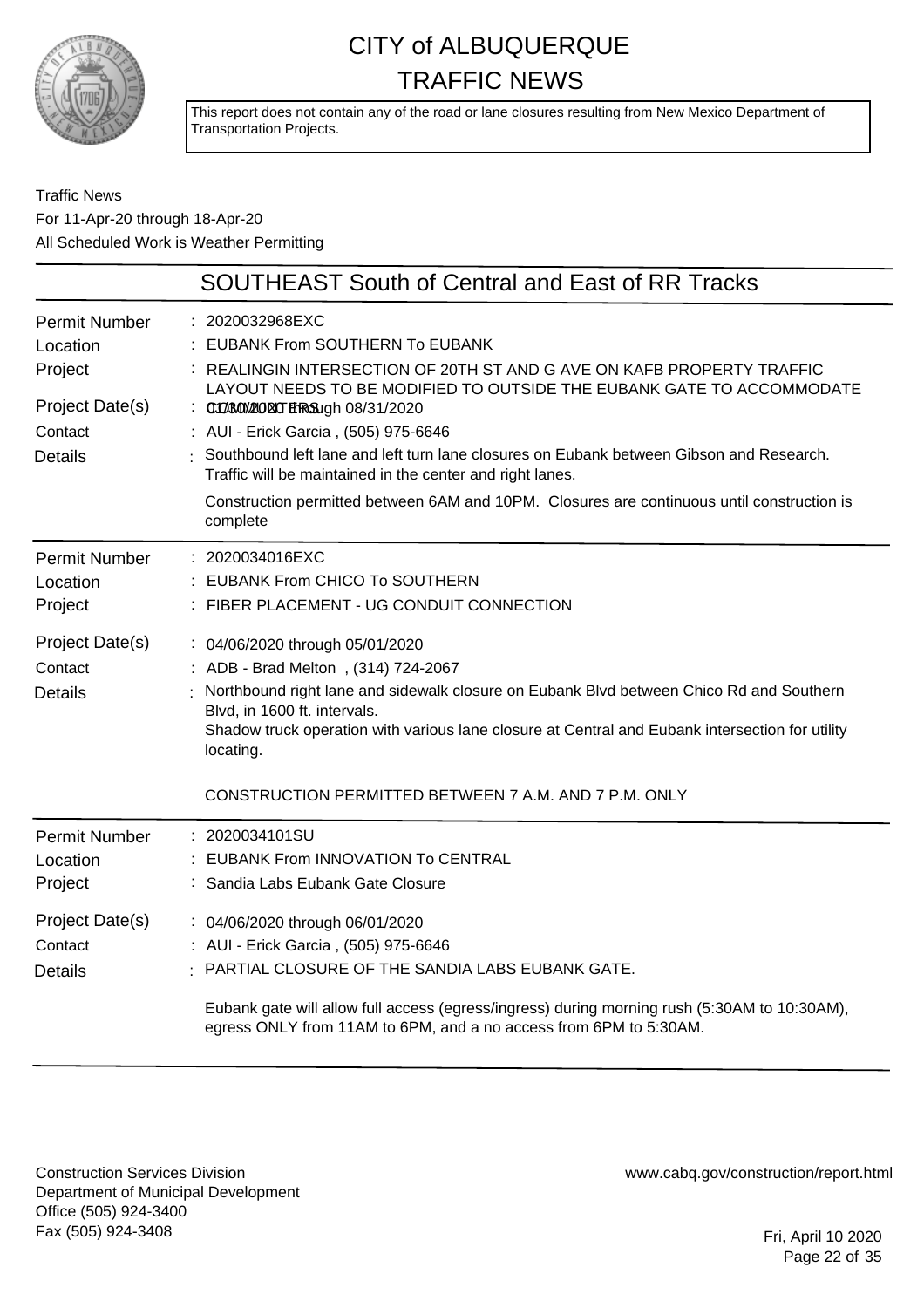# CITY of ALBUQUERQUE TRAFFIC NEWS

This report does not contain any of the road or lane closures resulting from New Mexico Department of Transportation Projects.

Traffic News
For 11-Apr-20 through 18-Apr-20
All Scheduled Work is Weather Permitting

## SOUTHEAST South of Central and East of RR Tracks

| | |
|---|---|
| Permit Number | : 2020032968EXC |
| Location | : EUBANK From SOUTHERN To EUBANK |
| Project | : REALINGIN INTERSECTION OF 20TH ST AND G AVE ON KAFB PROPERTY TRAFFIC LAYOUT NEEDS TO BE MODIFIED TO OUTSIDE THE EUBANK GATE TO ACCOMMODATE |
| Project Date(s) | : 01/30/2020 through 08/31/2020 |
| Contact | : AUI - Erick Garcia , (505) 975-6646 |
| Details | : Southbound left lane and left turn lane closures on Eubank between Gibson and Research. Traffic will be maintained in the center and right lanes.<br><br>Construction permitted between 6AM and 10PM. Closures are continuous until construction is complete |

| | |
|---|---|
| Permit Number | : 2020034016EXC |
| Location | : EUBANK From CHICO To SOUTHERN |
| Project | : FIBER PLACEMENT - UG CONDUIT CONNECTION |
| Project Date(s) | : 04/06/2020 through 05/01/2020 |
| Contact | : ADB - Brad Melton , (314) 724-2067 |
| Details | : Northbound right lane and sidewalk closure on Eubank Blvd between Chico Rd and Southern Blvd, in 1600 ft. intervals.<br>Shadow truck operation with various lane closure at Central and Eubank intersection for utility locating.<br><br>CONSTRUCTION PERMITTED BETWEEN 7 A.M. AND 7 P.M. ONLY |

| | |
|---|---|
| Permit Number | : 2020034101SU |
| Location | : EUBANK From INNOVATION To CENTRAL |
| Project | : Sandia Labs Eubank Gate Closure |
| Project Date(s) | : 04/06/2020 through 06/01/2020 |
| Contact | : AUI - Erick Garcia , (505) 975-6646 |
| Details | : PARTIAL CLOSURE OF THE SANDIA LABS EUBANK GATE.<br><br>Eubank gate will allow full access (egress/ingress) during morning rush (5:30AM to 10:30AM), egress ONLY from 11AM to 6PM, and a no access from 6PM to 5:30AM. |

Construction Services Division
Department of Municipal Development
Office (505) 924-3400
Fax (505) 924-3408

www.cabq.gov/construction/report.html

Fri, April 10 2020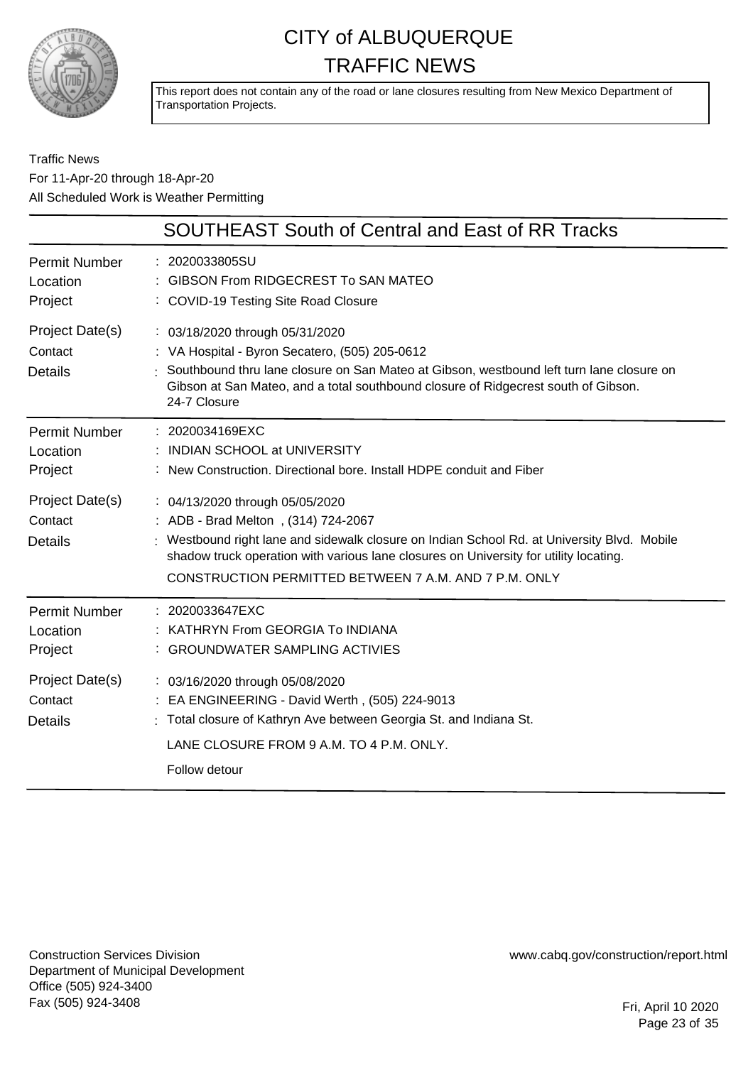# CITY of ALBUQUERQUE
# TRAFFIC NEWS

This report does not contain any of the road or lane closures resulting from New Mexico Department of Transportation Projects.

Traffic News
For 11-Apr-20 through 18-Apr-20
All Scheduled Work is Weather Permitting

## SOUTHEAST South of Central and East of RR Tracks

| | |
|---|---|
| Permit Number | 2020033805SU |
| Location | GIBSON From RIDGECREST To SAN MATEO |
| Project | COVID-19 Testing Site Road Closure |
| Project Date(s) | 03/18/2020 through 05/31/2020 |
| Contact | VA Hospital - Byron Secatero, (505) 205-0612 |
| Details | Southbound thru lane closure on San Mateo at Gibson, westbound left turn lane closure on Gibson at San Mateo, and a total southbound closure of Ridgecrest south of Gibson. 24-7 Closure |

| | |
|---|---|
| Permit Number | 2020034169EXC |
| Location | INDIAN SCHOOL at UNIVERSITY |
| Project | New Construction. Directional bore. Install HDPE conduit and Fiber |
| Project Date(s) | 04/13/2020 through 05/05/2020 |
| Contact | ADB - Brad Melton , (314) 724-2067 |
| Details | Westbound right lane and sidewalk closure on Indian School Rd. at University Blvd. Mobile shadow truck operation with various lane closures on University for utility locating. CONSTRUCTION PERMITTED BETWEEN 7 A.M. AND 7 P.M. ONLY |

| | |
|---|---|
| Permit Number | 2020033647EXC |
| Location | KATHRYN From GEORGIA To INDIANA |
| Project | GROUNDWATER SAMPLING ACTIVIES |
| Project Date(s) | 03/16/2020 through 05/08/2020 |
| Contact | EA ENGINEERING - David Werth , (505) 224-9013 |
| Details | Total closure of Kathryn Ave between Georgia St. and Indiana St. LANE CLOSURE FROM 9 A.M. TO 4 P.M. ONLY. Follow detour |

Construction Services Division
Department of Municipal Development
Office (505) 924-3400
Fax (505) 924-3408

www.cabq.gov/construction/report.html

Fri, April 10 2020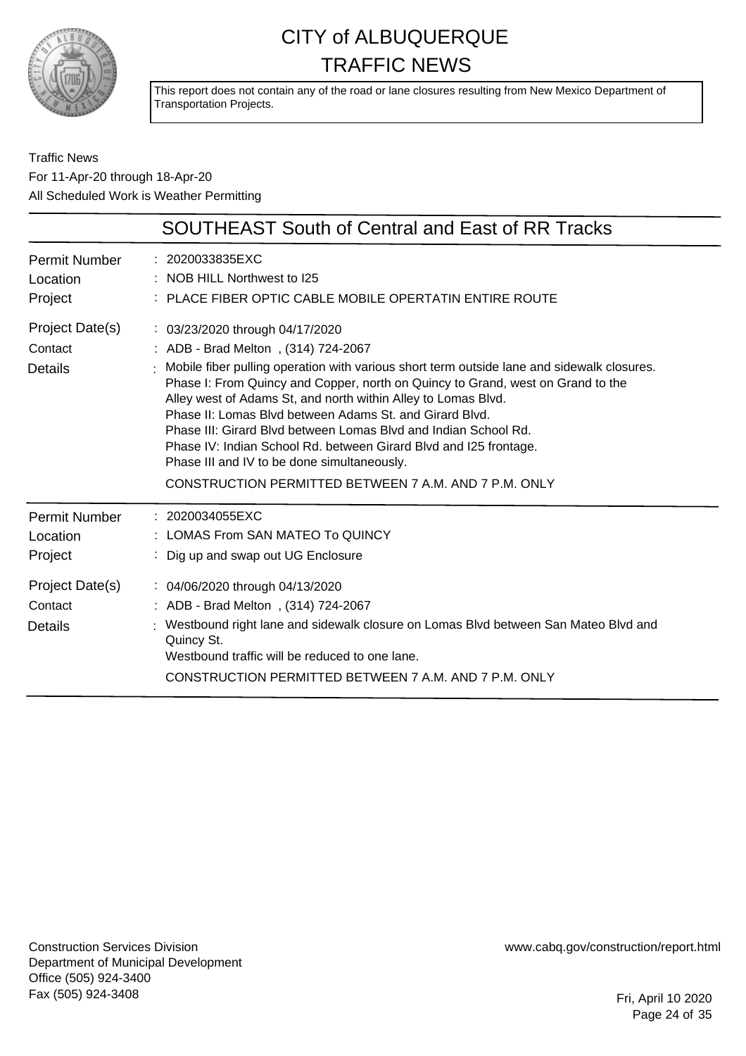# CITY of ALBUQUERQUE
# TRAFFIC NEWS

This report does not contain any of the road or lane closures resulting from New Mexico Department of Transportation Projects.

Traffic News
For 11-Apr-20 through 18-Apr-20
All Scheduled Work is Weather Permitting

## SOUTHEAST South of Central and East of RR Tracks

| | |
|---|---|
| Permit Number | : 2020033835EXC |
| Location | : NOB HILL Northwest to I25 |
| Project | : PLACE FIBER OPTIC CABLE MOBILE OPERTATIN ENTIRE ROUTE |
| Project Date(s) | : 03/23/2020 through 04/17/2020 |
| Contact | : ADB - Brad Melton , (314) 724-2067 |
| Details | : Mobile fiber pulling operation with various short term outside lane and sidewalk closures. Phase I: From Quincy and Copper, north on Quincy to Grand, west on Grand to the Alley west of Adams St, and north within Alley to Lomas Blvd. Phase II: Lomas Blvd between Adams St. and Girard Blvd. Phase III: Girard Blvd between Lomas Blvd and Indian School Rd. Phase IV: Indian School Rd. between Girard Blvd and I25 frontage. Phase III and IV to be done simultaneously. CONSTRUCTION PERMITTED BETWEEN 7 A.M. AND 7 P.M. ONLY |

| | |
|---|---|
| Permit Number | : 2020034055EXC |
| Location | : LOMAS From SAN MATEO To QUINCY |
| Project | : Dig up and swap out UG Enclosure |
| Project Date(s) | : 04/06/2020 through 04/13/2020 |
| Contact | : ADB - Brad Melton , (314) 724-2067 |
| Details | : Westbound right lane and sidewalk closure on Lomas Blvd between San Mateo Blvd and Quincy St. Westbound traffic will be reduced to one lane. CONSTRUCTION PERMITTED BETWEEN 7 A.M. AND 7 P.M. ONLY |

Construction Services Division
Department of Municipal Development
Office (505) 924-3400
Fax (505) 924-3408

www.cabq.gov/construction/report.html

Fri, April 10 2020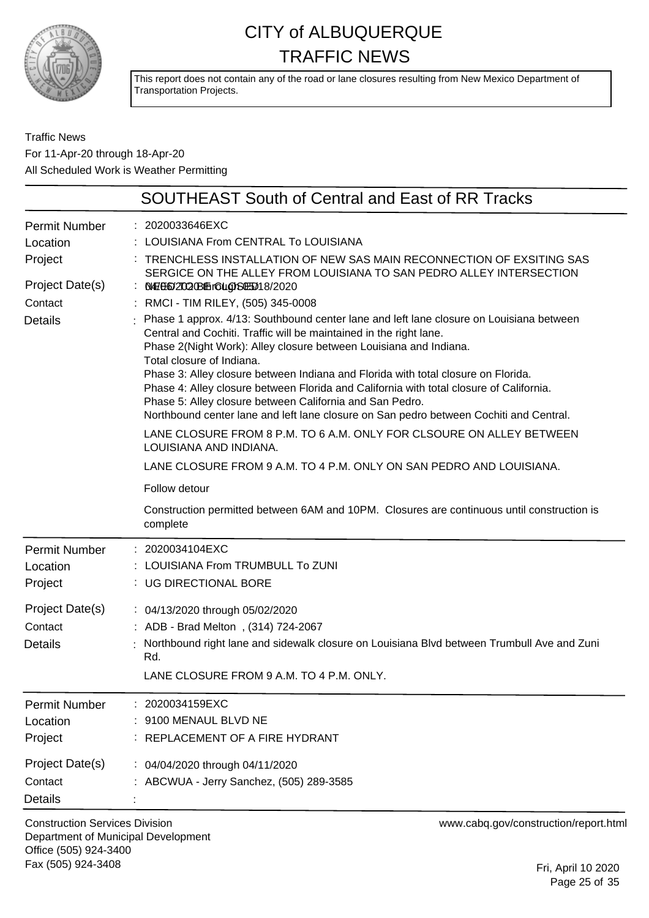# CITY of ALBUQUERQUE TRAFFIC NEWS

This report does not contain any of the road or lane closures resulting from New Mexico Department of Transportation Projects.

Traffic News
For 11-Apr-20 through 18-Apr-20
All Scheduled Work is Weather Permitting

## SOUTHEAST South of Central and East of RR Tracks

**Permit Number** : 2020033646EXC
**Location** : LOUISIANA From CENTRAL To LOUISIANA
**Project** : TRENCHLESS INSTALLATION OF NEW SAS MAIN RECONNECTION OF EXSITING SAS SERGICE ON THE ALLEY FROM LOUISIANA TO SAN PEDRO ALLEY INTERSECTION
**Project Date(s)** : 04/06/2020 through 05/18/2020 NEED TO BE CLOSED
**Contact** : RMCI - TIM RILEY, (505) 345-0008
**Details** : Phase 1 approx. 4/13: Southbound center lane and left lane closure on Louisiana between Central and Cochiti. Traffic will be maintained in the right lane.
Phase 2(Night Work): Alley closure between Louisiana and Indiana.
Total closure of Indiana.
Phase 3: Alley closure between Indiana and Florida with total closure on Florida.
Phase 4: Alley closure between Florida and California with total closure of California.
Phase 5: Alley closure between California and San Pedro.
Northbound center lane and left lane closure on San pedro between Cochiti and Central.

LANE CLOSURE FROM 8 P.M. TO 6 A.M. ONLY FOR CLSOURE ON ALLEY BETWEEN LOUISIANA AND INDIANA.

LANE CLOSURE FROM 9 A.M. TO 4 P.M. ONLY ON SAN PEDRO AND LOUISIANA.

Follow detour

Construction permitted between 6AM and 10PM. Closures are continuous until construction is complete

---

**Permit Number** : 2020034104EXC
**Location** : LOUISIANA From TRUMBULL To ZUNI
**Project** : UG DIRECTIONAL BORE
**Project Date(s)** : 04/13/2020 through 05/02/2020
**Contact** : ADB - Brad Melton , (314) 724-2067
**Details** : Northbound right lane and sidewalk closure on Louisiana Blvd between Trumbull Ave and Zuni Rd.

LANE CLOSURE FROM 9 A.M. TO 4 P.M. ONLY.

---

**Permit Number** : 2020034159EXC
**Location** : 9100 MENAUL BLVD NE
**Project** : REPLACEMENT OF A FIRE HYDRANT
**Project Date(s)** : 04/04/2020 through 04/11/2020
**Contact** : ABCWUA - Jerry Sanchez, (505) 289-3585
**Details** :

Construction Services Division
Department of Municipal Development
Office (505) 924-3400
Fax (505) 924-3408

www.cabq.gov/construction/report.html

Fri, April 10 2020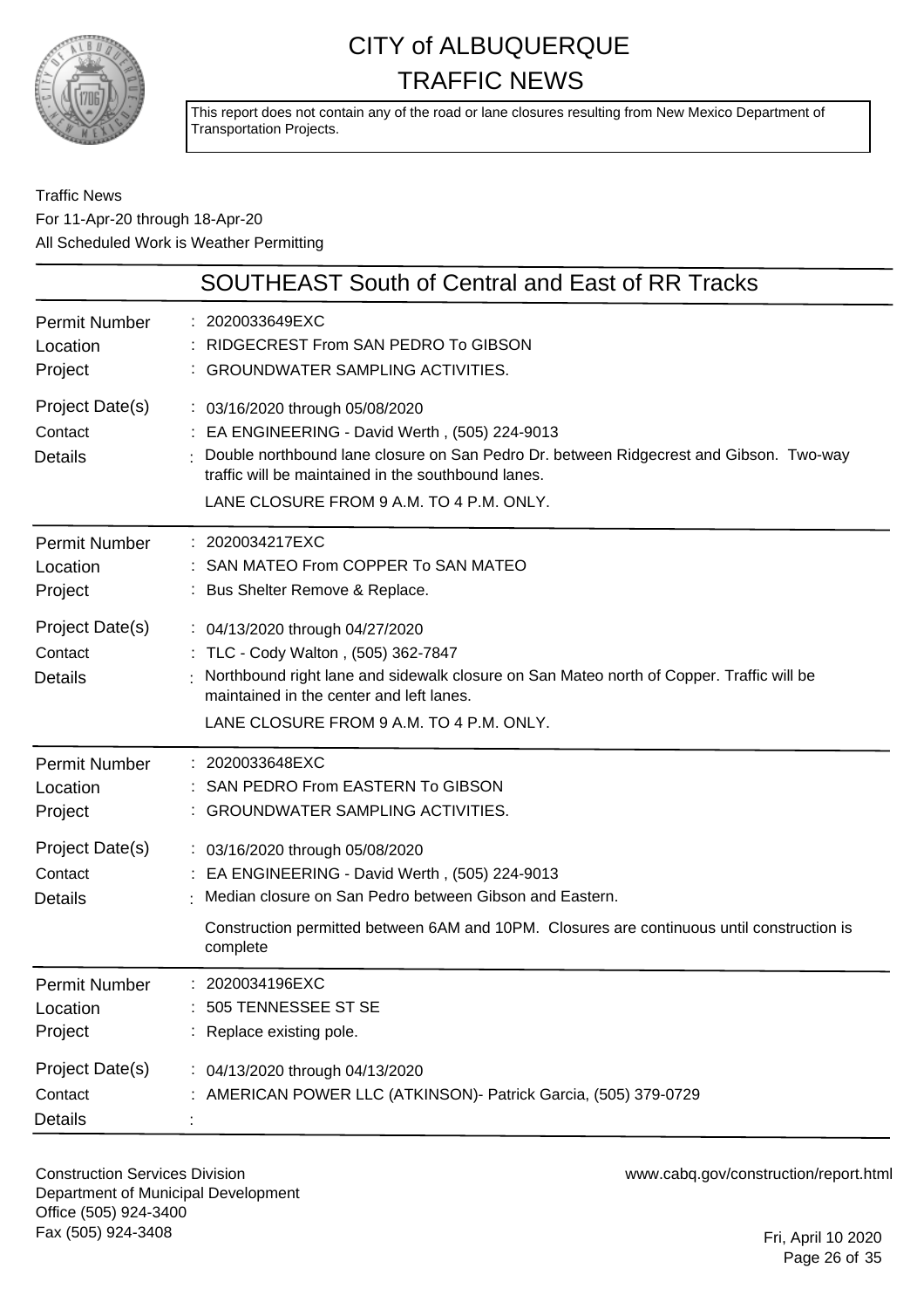# CITY of ALBUQUERQUE TRAFFIC NEWS

This report does not contain any of the road or lane closures resulting from New Mexico Department of Transportation Projects.

Traffic News
For 11-Apr-20 through 18-Apr-20
All Scheduled Work is Weather Permitting

## SOUTHEAST South of Central and East of RR Tracks

| | |
|---|---|
| Permit Number | 2020033649EXC |
| Location | RIDGECREST From SAN PEDRO To GIBSON |
| Project | GROUNDWATER SAMPLING ACTIVITIES. |
| Project Date(s) | 03/16/2020 through 05/08/2020 |
| Contact | EA ENGINEERING - David Werth , (505) 224-9013 |
| Details | Double northbound lane closure on San Pedro Dr. between Ridgecrest and Gibson. Two-way traffic will be maintained in the southbound lanes. LANE CLOSURE FROM 9 A.M. TO 4 P.M. ONLY. |

| | |
|---|---|
| Permit Number | 2020034217EXC |
| Location | SAN MATEO From COPPER To SAN MATEO |
| Project | Bus Shelter Remove & Replace. |
| Project Date(s) | 04/13/2020 through 04/27/2020 |
| Contact | TLC - Cody Walton , (505) 362-7847 |
| Details | Northbound right lane and sidewalk closure on San Mateo north of Copper. Traffic will be maintained in the center and left lanes. LANE CLOSURE FROM 9 A.M. TO 4 P.M. ONLY. |

| | |
|---|---|
| Permit Number | 2020033648EXC |
| Location | SAN PEDRO From EASTERN To GIBSON |
| Project | GROUNDWATER SAMPLING ACTIVITIES. |
| Project Date(s) | 03/16/2020 through 05/08/2020 |
| Contact | EA ENGINEERING - David Werth , (505) 224-9013 |
| Details | Median closure on San Pedro between Gibson and Eastern. Construction permitted between 6AM and 10PM. Closures are continuous until construction is complete |

| | |
|---|---|
| Permit Number | 2020034196EXC |
| Location | 505 TENNESSEE ST SE |
| Project | Replace existing pole. |
| Project Date(s) | 04/13/2020 through 04/13/2020 |
| Contact | AMERICAN POWER LLC (ATKINSON)- Patrick Garcia, (505) 379-0729 |
| Details | |

Construction Services Division
Department of Municipal Development
Office (505) 924-3400
Fax (505) 924-3408

www.cabq.gov/construction/report.html

Fri, April 10 2020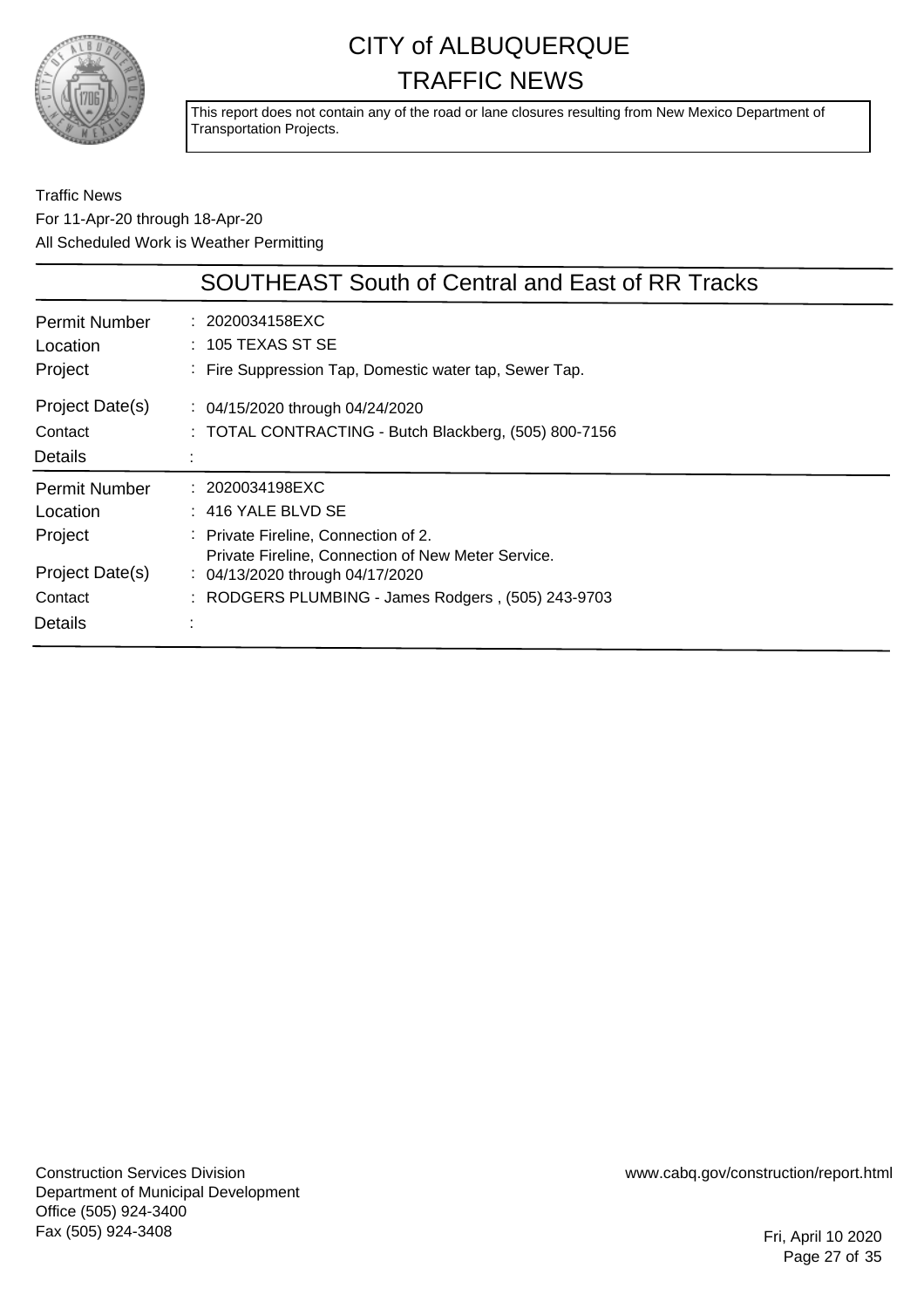# CITY of ALBUQUERQUE
# TRAFFIC NEWS

This report does not contain any of the road or lane closures resulting from New Mexico Department of Transportation Projects.

Traffic News
For 11-Apr-20 through 18-Apr-20
All Scheduled Work is Weather Permitting

## SOUTHEAST South of Central and East of RR Tracks

| | |
|---|---|
| Permit Number | : 2020034158EXC |
| Location | : 105 TEXAS ST SE |
| Project | : Fire Suppression Tap, Domestic water tap, Sewer Tap. |
| Project Date(s) | : 04/15/2020 through 04/24/2020 |
| Contact | : TOTAL CONTRACTING - Butch Blackberg, (505) 800-7156 |
| Details | : |

| | |
|---|---|
| Permit Number | : 2020034198EXC |
| Location | : 416 YALE BLVD SE |
| Project | : Private Fireline, Connection of 2. Private Fireline, Connection of New Meter Service. |
| Project Date(s) | : 04/13/2020 through 04/17/2020 |
| Contact | : RODGERS PLUMBING - James Rodgers , (505) 243-9703 |
| Details | : |

Construction Services Division
Department of Municipal Development
Office (505) 924-3400
Fax (505) 924-3408

www.cabq.gov/construction/report.html

Fri, April 10 2020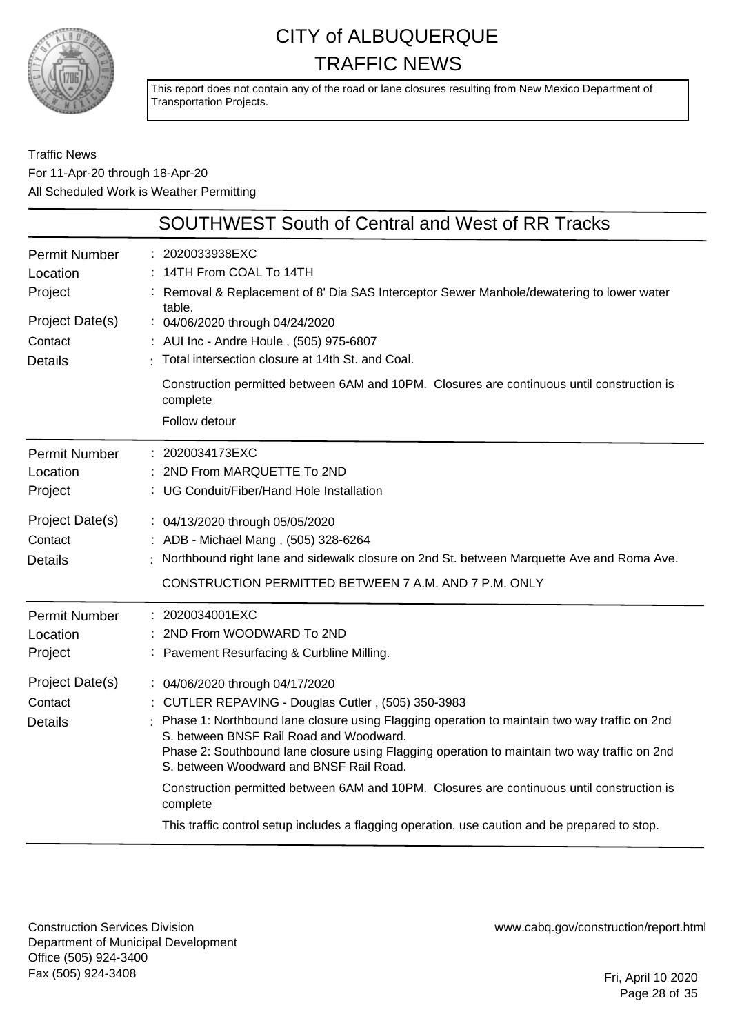# CITY of ALBUQUERQUE TRAFFIC NEWS

This report does not contain any of the road or lane closures resulting from New Mexico Department of Transportation Projects.

Traffic News
For 11-Apr-20 through 18-Apr-20
All Scheduled Work is Weather Permitting

## SOUTHWEST South of Central and West of RR Tracks

| | |
|---|---|
| Permit Number | 2020033938EXC |
| Location | 14TH From COAL To 14TH |
| Project | Removal & Replacement of 8' Dia SAS Interceptor Sewer Manhole/dewatering to lower water table. |
| Project Date(s) | 04/06/2020 through 04/24/2020 |
| Contact | AUI Inc - Andre Houle , (505) 975-6807 |
| Details | Total intersection closure at 14th St. and Coal.<br><br>Construction permitted between 6AM and 10PM. Closures are continuous until construction is complete<br><br>Follow detour |

| | |
|---|---|
| Permit Number | 2020034173EXC |
| Location | 2ND From MARQUETTE To 2ND |
| Project | UG Conduit/Fiber/Hand Hole Installation |
| Project Date(s) | 04/13/2020 through 05/05/2020 |
| Contact | ADB - Michael Mang , (505) 328-6264 |
| Details | Northbound right lane and sidewalk closure on 2nd St. between Marquette Ave and Roma Ave.<br><br>CONSTRUCTION PERMITTED BETWEEN 7 A.M. AND 7 P.M. ONLY |

| | |
|---|---|
| Permit Number | 2020034001EXC |
| Location | 2ND From WOODWARD To 2ND |
| Project | Pavement Resurfacing & Curbline Milling. |
| Project Date(s) | 04/06/2020 through 04/17/2020 |
| Contact | CUTLER REPAVING - Douglas Cutler , (505) 350-3983 |
| Details | Phase 1: Northbound lane closure using Flagging operation to maintain two way traffic on 2nd S. between BNSF Rail Road and Woodward.<br>Phase 2: Southbound lane closure using Flagging operation to maintain two way traffic on 2nd S. between Woodward and BNSF Rail Road.<br><br>Construction permitted between 6AM and 10PM. Closures are continuous until construction is complete<br><br>This traffic control setup includes a flagging operation, use caution and be prepared to stop. |

Construction Services Division
Department of Municipal Development
Office (505) 924-3400
Fax (505) 924-3408

www.cabq.gov/construction/report.html

Fri, April 10 2020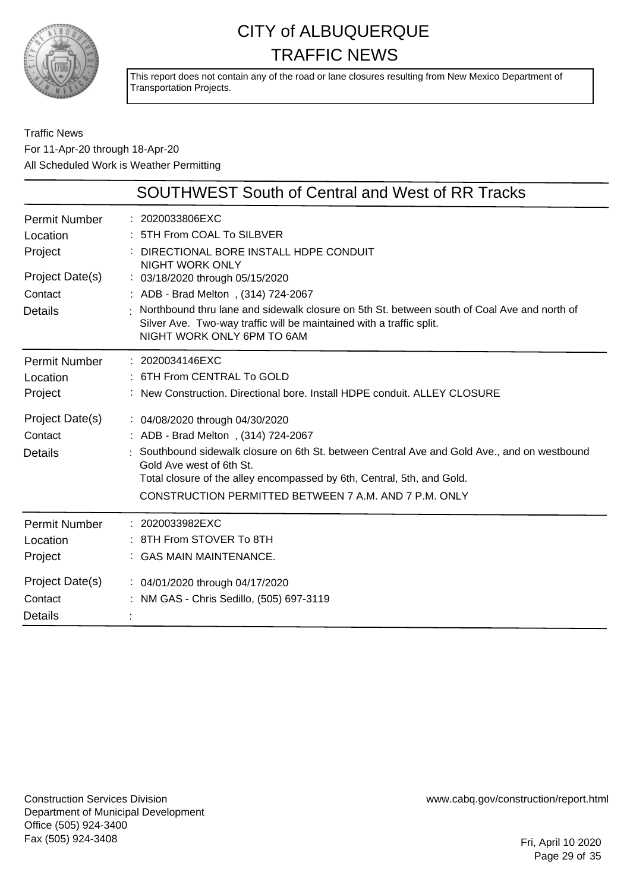# CITY of ALBUQUERQUE TRAFFIC NEWS

This report does not contain any of the road or lane closures resulting from New Mexico Department of Transportation Projects.

Traffic News
For 11-Apr-20 through 18-Apr-20
All Scheduled Work is Weather Permitting

## SOUTHWEST South of Central and West of RR Tracks

| | |
|---|---|
| Permit Number | : 2020033806EXC |
| Location | : 5TH From COAL To SILBVER |
| Project | : DIRECTIONAL BORE INSTALL HDPE CONDUIT NIGHT WORK ONLY |
| Project Date(s) | : 03/18/2020 through 05/15/2020 |
| Contact | : ADB - Brad Melton , (314) 724-2067 |
| Details | : Northbound thru lane and sidewalk closure on 5th St. between south of Coal Ave and north of Silver Ave. Two-way traffic will be maintained with a traffic split. NIGHT WORK ONLY 6PM TO 6AM |

| | |
|---|---|
| Permit Number | : 2020034146EXC |
| Location | : 6TH From CENTRAL To GOLD |
| Project | : New Construction. Directional bore. Install HDPE conduit. ALLEY CLOSURE |
| Project Date(s) | : 04/08/2020 through 04/30/2020 |
| Contact | : ADB - Brad Melton , (314) 724-2067 |
| Details | : Southbound sidewalk closure on 6th St. between Central Ave and Gold Ave., and on westbound Gold Ave west of 6th St. Total closure of the alley encompassed by 6th, Central, 5th, and Gold. CONSTRUCTION PERMITTED BETWEEN 7 A.M. AND 7 P.M. ONLY |

| | |
|---|---|
| Permit Number | : 2020033982EXC |
| Location | : 8TH From STOVER To 8TH |
| Project | : GAS MAIN MAINTENANCE. |
| Project Date(s) | : 04/01/2020 through 04/17/2020 |
| Contact | : NM GAS - Chris Sedillo, (505) 697-3119 |
| Details | : |

Construction Services Division
Department of Municipal Development
Office (505) 924-3400
Fax (505) 924-3408

www.cabq.gov/construction/report.html

Fri, April 10 2020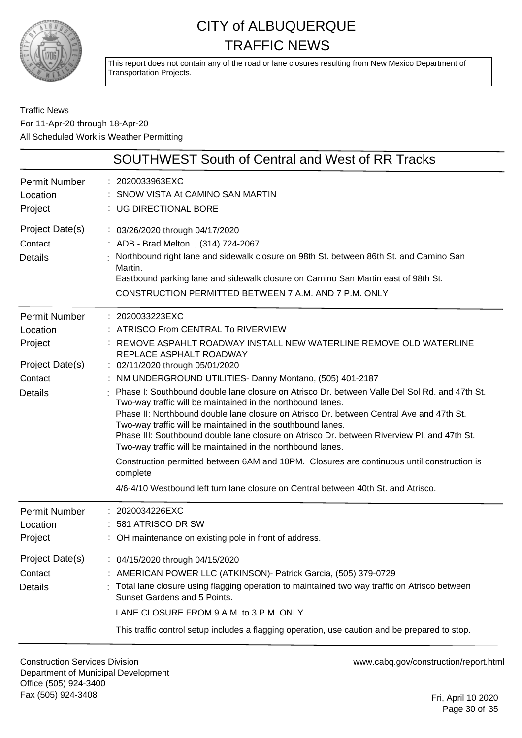# CITY of ALBUQUERQUE TRAFFIC NEWS

This report does not contain any of the road or lane closures resulting from New Mexico Department of Transportation Projects.

Traffic News
For 11-Apr-20 through 18-Apr-20
All Scheduled Work is Weather Permitting

## SOUTHWEST South of Central and West of RR Tracks

| | |
|---|---|
| Permit Number | : 2020033963EXC |
| Location | : SNOW VISTA At CAMINO SAN MARTIN |
| Project | : UG DIRECTIONAL BORE |
| Project Date(s) | : 03/26/2020 through 04/17/2020 |
| Contact | : ADB - Brad Melton , (314) 724-2067 |
| Details | : Northbound right lane and sidewalk closure on 98th St. between 86th St. and Camino San Martin.<br>Eastbound parking lane and sidewalk closure on Camino San Martin east of 98th St.<br>CONSTRUCTION PERMITTED BETWEEN 7 A.M. AND 7 P.M. ONLY |

| | |
|---|---|
| Permit Number | : 2020033223EXC |
| Location | : ATRISCO From CENTRAL To RIVERVIEW |
| Project | : REMOVE ASPAHLT ROADWAY INSTALL NEW WATERLINE REMOVE OLD WATERLINE REPLACE ASPHALT ROADWAY |
| Project Date(s) | : 02/11/2020 through 05/01/2020 |
| Contact | : NM UNDERGROUND UTILITIES- Danny Montano, (505) 401-2187 |
| Details | : Phase I: Southbound double lane closure on Atrisco Dr. between Valle Del Sol Rd. and 47th St. Two-way traffic will be maintained in the northbound lanes.<br>Phase II: Northbound double lane closure on Atrisco Dr. between Central Ave and 47th St. Two-way traffic will be maintained in the southbound lanes.<br>Phase III: Southbound double lane closure on Atrisco Dr. between Riverview Pl. and 47th St. Two-way traffic will be maintained in the northbound lanes.<br>Construction permitted between 6AM and 10PM. Closures are continuous until construction is complete<br>4/6-4/10 Westbound left turn lane closure on Central between 40th St. and Atrisco. |

| | |
|---|---|
| Permit Number | : 2020034226EXC |
| Location | : 581 ATRISCO DR SW |
| Project | : OH maintenance on existing pole in front of address. |
| Project Date(s) | : 04/15/2020 through 04/15/2020 |
| Contact | : AMERICAN POWER LLC (ATKINSON)- Patrick Garcia, (505) 379-0729 |
| Details | : Total lane closure using flagging operation to maintained two way traffic on Atrisco between Sunset Gardens and 5 Points.<br>LANE CLOSURE FROM 9 A.M. to 3 P.M. ONLY<br>This traffic control setup includes a flagging operation, use caution and be prepared to stop. |

Construction Services Division
Department of Municipal Development
Office (505) 924-3400
Fax (505) 924-3408

www.cabq.gov/construction/report.html

Fri, April 10 2020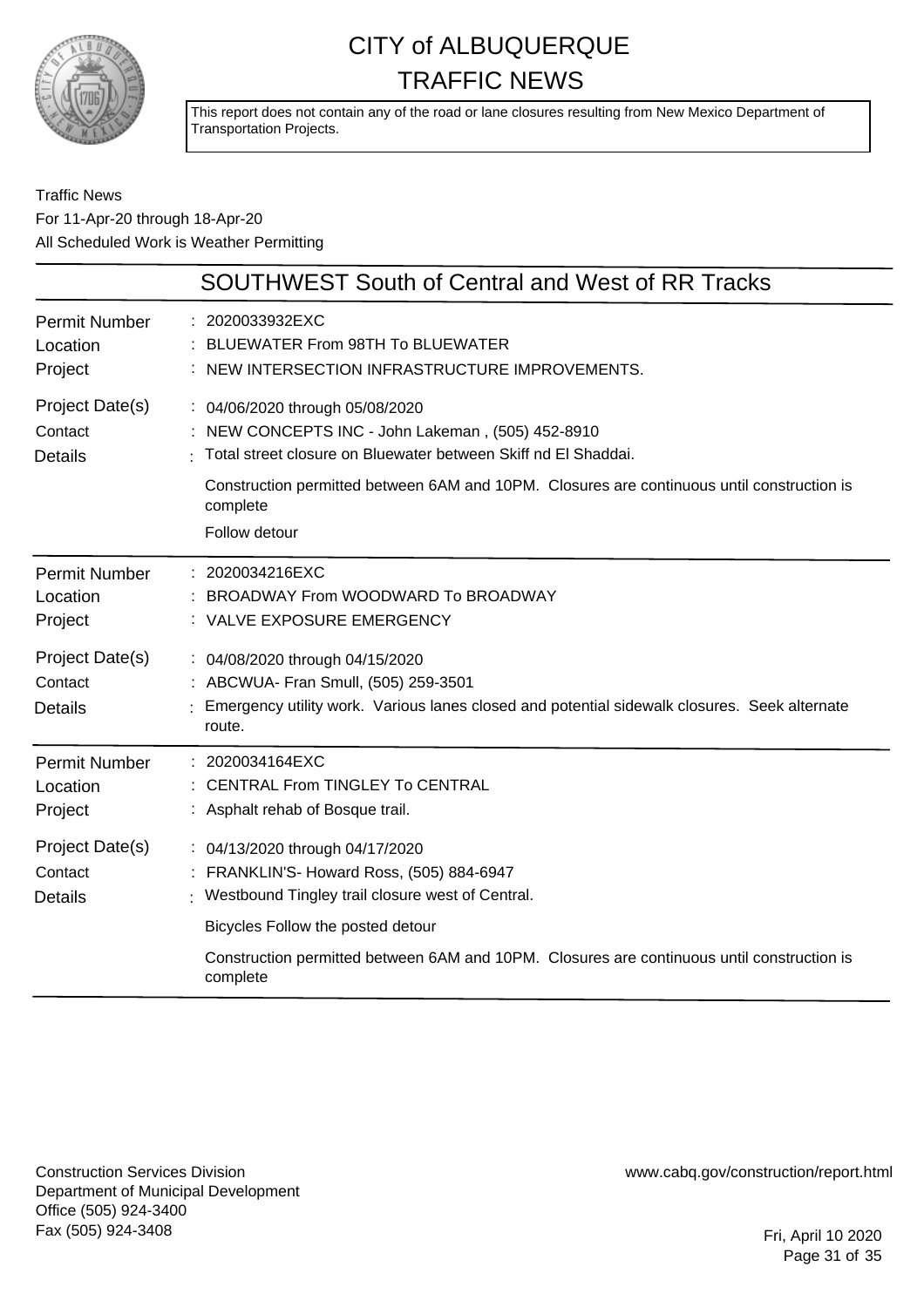# CITY of ALBUQUERQUE
# TRAFFIC NEWS

This report does not contain any of the road or lane closures resulting from New Mexico Department of Transportation Projects.

Traffic News
For 11-Apr-20 through 18-Apr-20
All Scheduled Work is Weather Permitting

## SOUTHWEST South of Central and West of RR Tracks

| | |
|---|---|
| Permit Number | : 2020033932EXC |
| Location | : BLUEWATER From 98TH To BLUEWATER |
| Project | : NEW INTERSECTION INFRASTRUCTURE IMPROVEMENTS. |
| Project Date(s) | : 04/06/2020 through 05/08/2020 |
| Contact | : NEW CONCEPTS INC - John Lakeman , (505) 452-8910 |
| Details | : Total street closure on Bluewater between Skiff nd El Shaddai. <br> Construction permitted between 6AM and 10PM. Closures are continuous until construction is complete <br> Follow detour |

| | |
|---|---|
| Permit Number | : 2020034216EXC |
| Location | : BROADWAY From WOODWARD To BROADWAY |
| Project | : VALVE EXPOSURE EMERGENCY |
| Project Date(s) | : 04/08/2020 through 04/15/2020 |
| Contact | : ABCWUA- Fran Smull, (505) 259-3501 |
| Details | : Emergency utility work. Various lanes closed and potential sidewalk closures. Seek alternate route. |

| | |
|---|---|
| Permit Number | : 2020034164EXC |
| Location | : CENTRAL From TINGLEY To CENTRAL |
| Project | : Asphalt rehab of Bosque trail. |
| Project Date(s) | : 04/13/2020 through 04/17/2020 |
| Contact | : FRANKLIN'S- Howard Ross, (505) 884-6947 |
| Details | : Westbound Tingley trail closure west of Central. <br> Bicycles Follow the posted detour <br> Construction permitted between 6AM and 10PM. Closures are continuous until construction is complete |

Construction Services Division
Department of Municipal Development
Office (505) 924-3400
Fax (505) 924-3408

www.cabq.gov/construction/report.html

Fri, April 10 2020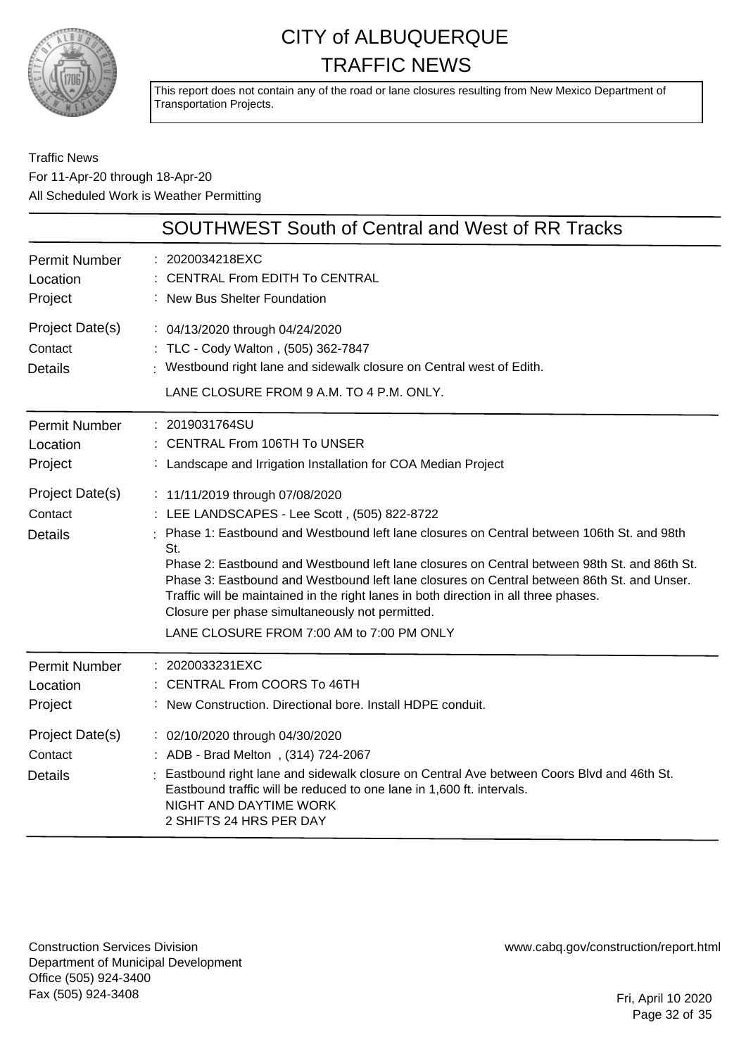# CITY of ALBUQUERQUE TRAFFIC NEWS

This report does not contain any of the road or lane closures resulting from New Mexico Department of Transportation Projects.

Traffic News
For 11-Apr-20 through 18-Apr-20
All Scheduled Work is Weather Permitting

## SOUTHWEST South of Central and West of RR Tracks

**Permit Number** : 2020034218EXC
**Location** : CENTRAL From EDITH To CENTRAL
**Project** : New Bus Shelter Foundation
**Project Date(s)** : 04/13/2020 through 04/24/2020
**Contact** : TLC - Cody Walton , (505) 362-7847
**Details** : Westbound right lane and sidewalk closure on Central west of Edith.

LANE CLOSURE FROM 9 A.M. TO 4 P.M. ONLY.

---

**Permit Number** : 2019031764SU
**Location** : CENTRAL From 106TH To UNSER
**Project** : Landscape and Irrigation Installation for COA Median Project
**Project Date(s)** : 11/11/2019 through 07/08/2020
**Contact** : LEE LANDSCAPES - Lee Scott , (505) 822-8722
**Details** : Phase 1: Eastbound and Westbound left lane closures on Central between 106th St. and 98th St.
Phase 2: Eastbound and Westbound left lane closures on Central between 98th St. and 86th St.
Phase 3: Eastbound and Westbound left lane closures on Central between 86th St. and Unser.
Traffic will be maintained in the right lanes in both direction in all three phases.
Closure per phase simultaneously not permitted.

LANE CLOSURE FROM 7:00 AM to 7:00 PM ONLY

---

**Permit Number** : 2020033231EXC
**Location** : CENTRAL From COORS To 46TH
**Project** : New Construction. Directional bore. Install HDPE conduit.
**Project Date(s)** : 02/10/2020 through 04/30/2020
**Contact** : ADB - Brad Melton , (314) 724-2067
**Details** : Eastbound right lane and sidewalk closure on Central Ave between Coors Blvd and 46th St.
Eastbound traffic will be reduced to one lane in 1,600 ft. intervals.
NIGHT AND DAYTIME WORK
2 SHIFTS 24 HRS PER DAY

---

Construction Services Division
Department of Municipal Development
Office (505) 924-3400
Fax (505) 924-3408

www.cabq.gov/construction/report.html

Fri, April 10 2020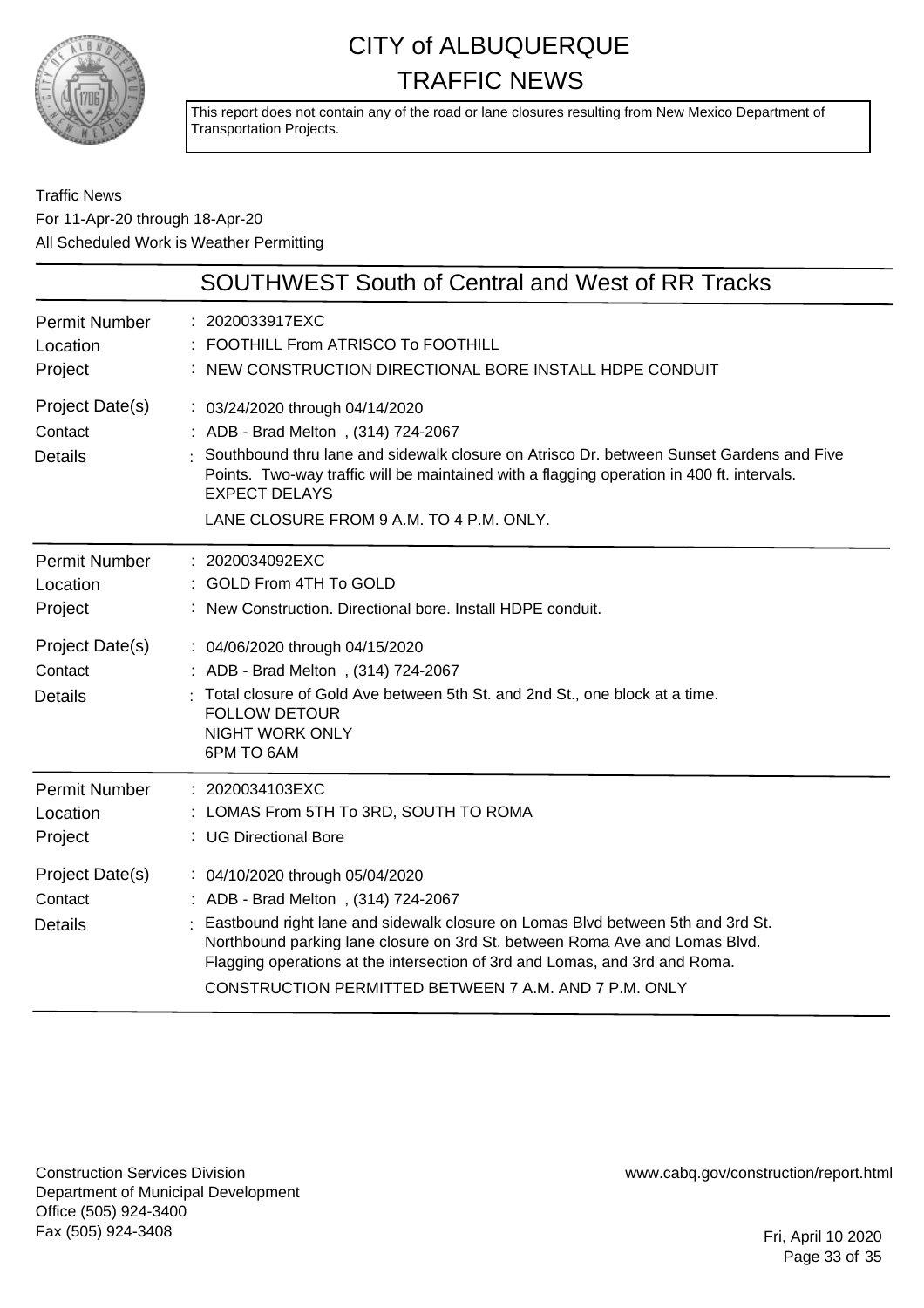# CITY of ALBUQUERQUE TRAFFIC NEWS

This report does not contain any of the road or lane closures resulting from New Mexico Department of Transportation Projects.

Traffic News
For 11-Apr-20 through 18-Apr-20
All Scheduled Work is Weather Permitting

## SOUTHWEST South of Central and West of RR Tracks

| | |
|---|---|
| Permit Number | : 2020033917EXC |
| Location | : FOOTHILL From ATRISCO To FOOTHILL |
| Project | : NEW CONSTRUCTION DIRECTIONAL BORE INSTALL HDPE CONDUIT |
| Project Date(s) | : 03/24/2020 through 04/14/2020 |
| Contact | : ADB - Brad Melton , (314) 724-2067 |
| Details | : Southbound thru lane and sidewalk closure on Atrisco Dr. between Sunset Gardens and Five Points. Two-way traffic will be maintained with a flagging operation in 400 ft. intervals. EXPECT DELAYS<br>LANE CLOSURE FROM 9 A.M. TO 4 P.M. ONLY. |

| | |
|---|---|
| Permit Number | : 2020034092EXC |
| Location | : GOLD From 4TH To GOLD |
| Project | : New Construction. Directional bore. Install HDPE conduit. |
| Project Date(s) | : 04/06/2020 through 04/15/2020 |
| Contact | : ADB - Brad Melton , (314) 724-2067 |
| Details | : Total closure of Gold Ave between 5th St. and 2nd St., one block at a time.<br>FOLLOW DETOUR<br>NIGHT WORK ONLY<br>6PM TO 6AM |

| | |
|---|---|
| Permit Number | : 2020034103EXC |
| Location | : LOMAS From 5TH To 3RD, SOUTH TO ROMA |
| Project | : UG Directional Bore |
| Project Date(s) | : 04/10/2020 through 05/04/2020 |
| Contact | : ADB - Brad Melton , (314) 724-2067 |
| Details | : Eastbound right lane and sidewalk closure on Lomas Blvd between 5th and 3rd St. Northbound parking lane closure on 3rd St. between Roma Ave and Lomas Blvd. Flagging operations at the intersection of 3rd and Lomas, and 3rd and Roma.<br>CONSTRUCTION PERMITTED BETWEEN 7 A.M. AND 7 P.M. ONLY |

Construction Services Division
Department of Municipal Development
Office (505) 924-3400
Fax (505) 924-3408

www.cabq.gov/construction/report.html

Fri, April 10 2020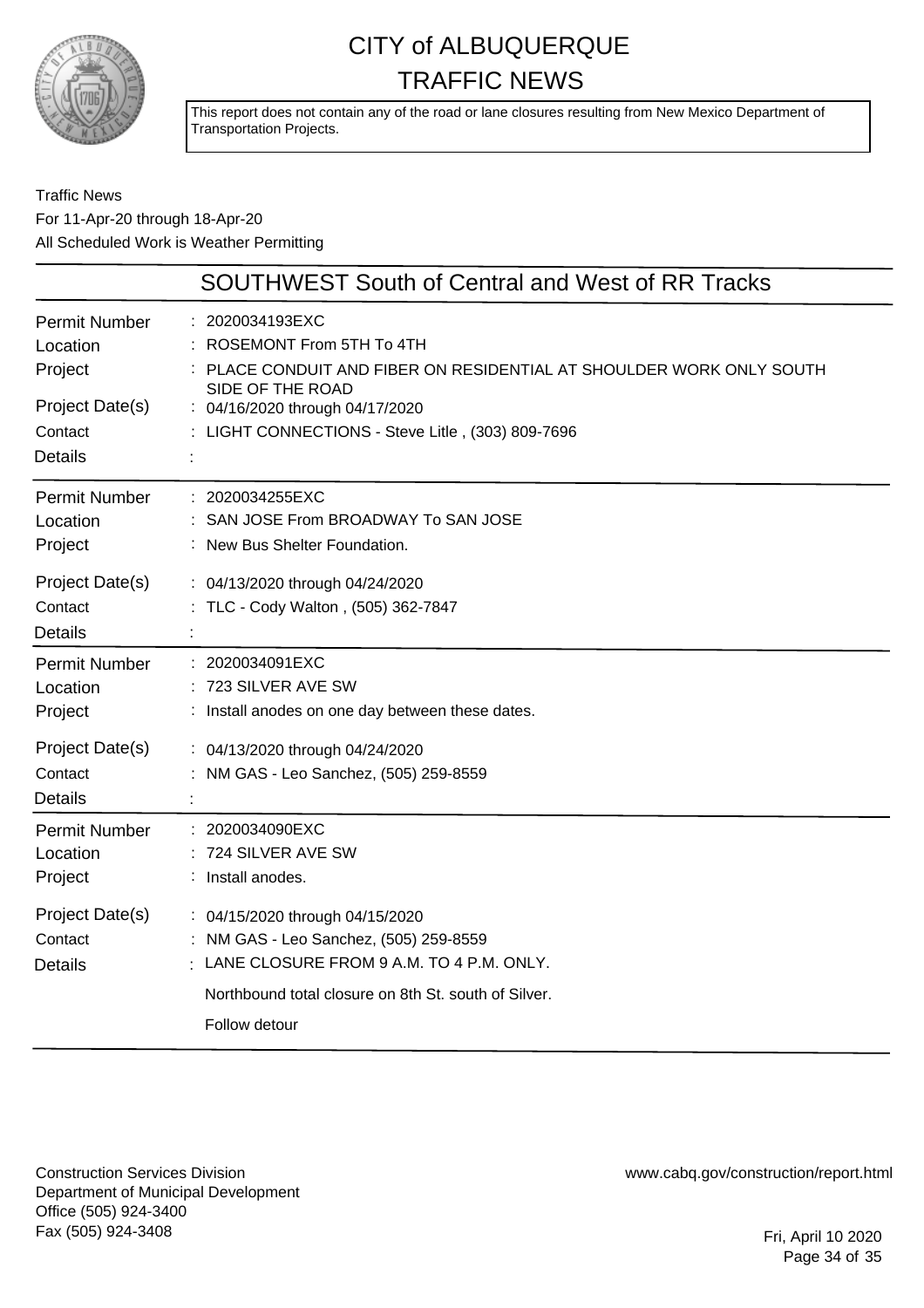# CITY of ALBUQUERQUE TRAFFIC NEWS

This report does not contain any of the road or lane closures resulting from New Mexico Department of Transportation Projects.

Traffic News
For 11-Apr-20 through 18-Apr-20
All Scheduled Work is Weather Permitting

## SOUTHWEST South of Central and West of RR Tracks

| | |
|---|---|
| Permit Number | : 2020034193EXC |
| Location | : ROSEMONT From 5TH To 4TH |
| Project | : PLACE CONDUIT AND FIBER ON RESIDENTIAL AT SHOULDER WORK ONLY SOUTH SIDE OF THE ROAD |
| Project Date(s) | : 04/16/2020 through 04/17/2020 |
| Contact | : LIGHT CONNECTIONS - Steve Litle , (303) 809-7696 |
| Details | : |

| | |
|---|---|
| Permit Number | : 2020034255EXC |
| Location | : SAN JOSE From BROADWAY To SAN JOSE |
| Project | : New Bus Shelter Foundation. |
| Project Date(s) | : 04/13/2020 through 04/24/2020 |
| Contact | : TLC - Cody Walton , (505) 362-7847 |
| Details | : |

| | |
|---|---|
| Permit Number | : 2020034091EXC |
| Location | : 723 SILVER AVE SW |
| Project | : Install anodes on one day between these dates. |
| Project Date(s) | : 04/13/2020 through 04/24/2020 |
| Contact | : NM GAS - Leo Sanchez, (505) 259-8559 |
| Details | : |

| | |
|---|---|
| Permit Number | : 2020034090EXC |
| Location | : 724 SILVER AVE SW |
| Project | : Install anodes. |
| Project Date(s) | : 04/15/2020 through 04/15/2020 |
| Contact | : NM GAS - Leo Sanchez, (505) 259-8559 |
| Details | : LANE CLOSURE FROM 9 A.M. TO 4 P.M. ONLY. Northbound total closure on 8th St. south of Silver. Follow detour |

Construction Services Division
Department of Municipal Development
Office (505) 924-3400
Fax (505) 924-3408

www.cabq.gov/construction/report.html

Fri, April 10 2020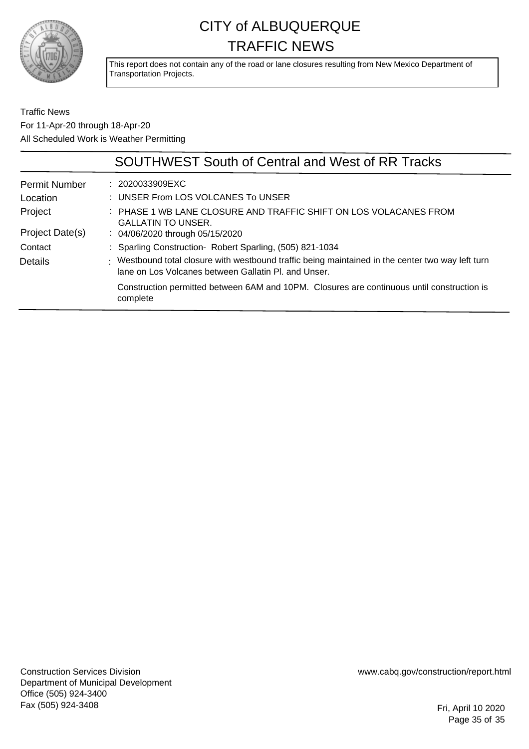# CITY of ALBUQUERQUE
# TRAFFIC NEWS

This report does not contain any of the road or lane closures resulting from New Mexico Department of Transportation Projects.

Traffic News
For 11-Apr-20 through 18-Apr-20
All Scheduled Work is Weather Permitting

## SOUTHWEST South of Central and West of RR Tracks

| | |
|---|---|
| Permit Number | : 2020033909EXC |
| Location | : UNSER From LOS VOLCANES To UNSER |
| Project | : PHASE 1 WB LANE CLOSURE AND TRAFFIC SHIFT ON LOS VOLACANES FROM GALLATIN TO UNSER. |
| Project Date(s) | : 04/06/2020 through 05/15/2020 |
| Contact | : Sparling Construction- Robert Sparling, (505) 821-1034 |
| Details | : Westbound total closure with westbound traffic being maintained in the center two way left turn lane on Los Volcanes between Gallatin Pl. and Unser. |

Construction permitted between 6AM and 10PM. Closures are continuous until construction is complete

Construction Services Division
Department of Municipal Development
Office (505) 924-3400
Fax (505) 924-3408

www.cabq.gov/construction/report.html

Fri, April 10 2020